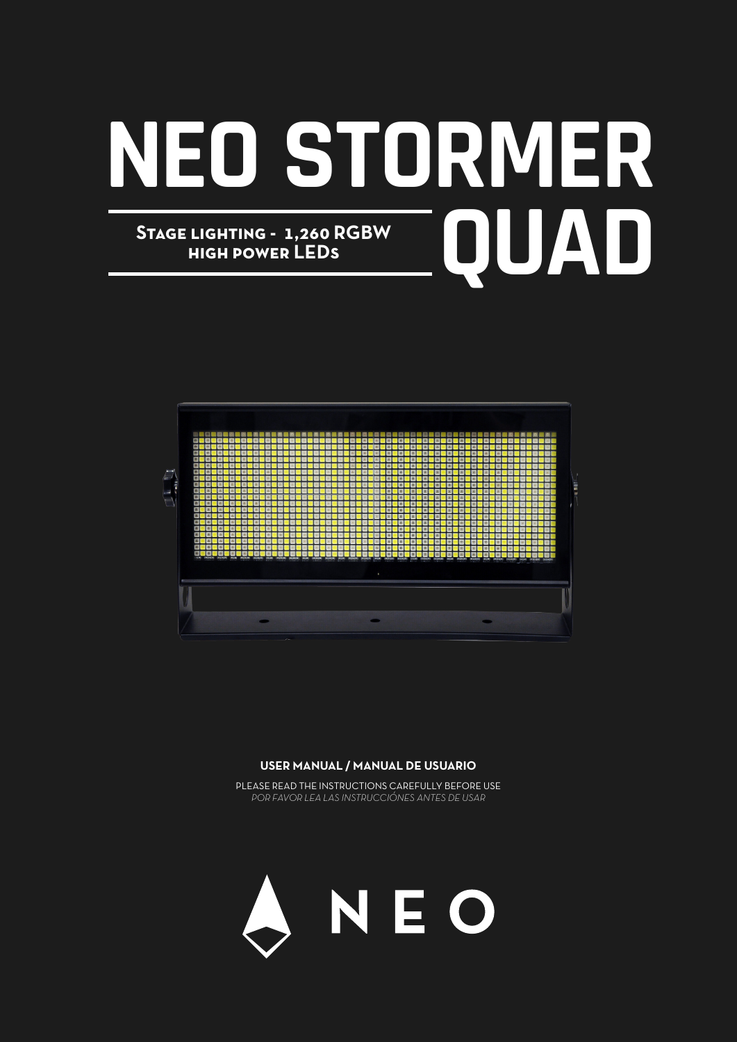# NEO STORMER QUAD

**Stage lighting - 1,260 RGBW high power LEDs**

**USER MANUAL / MANUAL DE USUARIO**

PLEASE READ THE INSTRUCTIONS CAREFULLY BEFORE USE
*POR FAVOR LEA LAS INSTRUCCIÓNES ANTES DE USAR*

NEO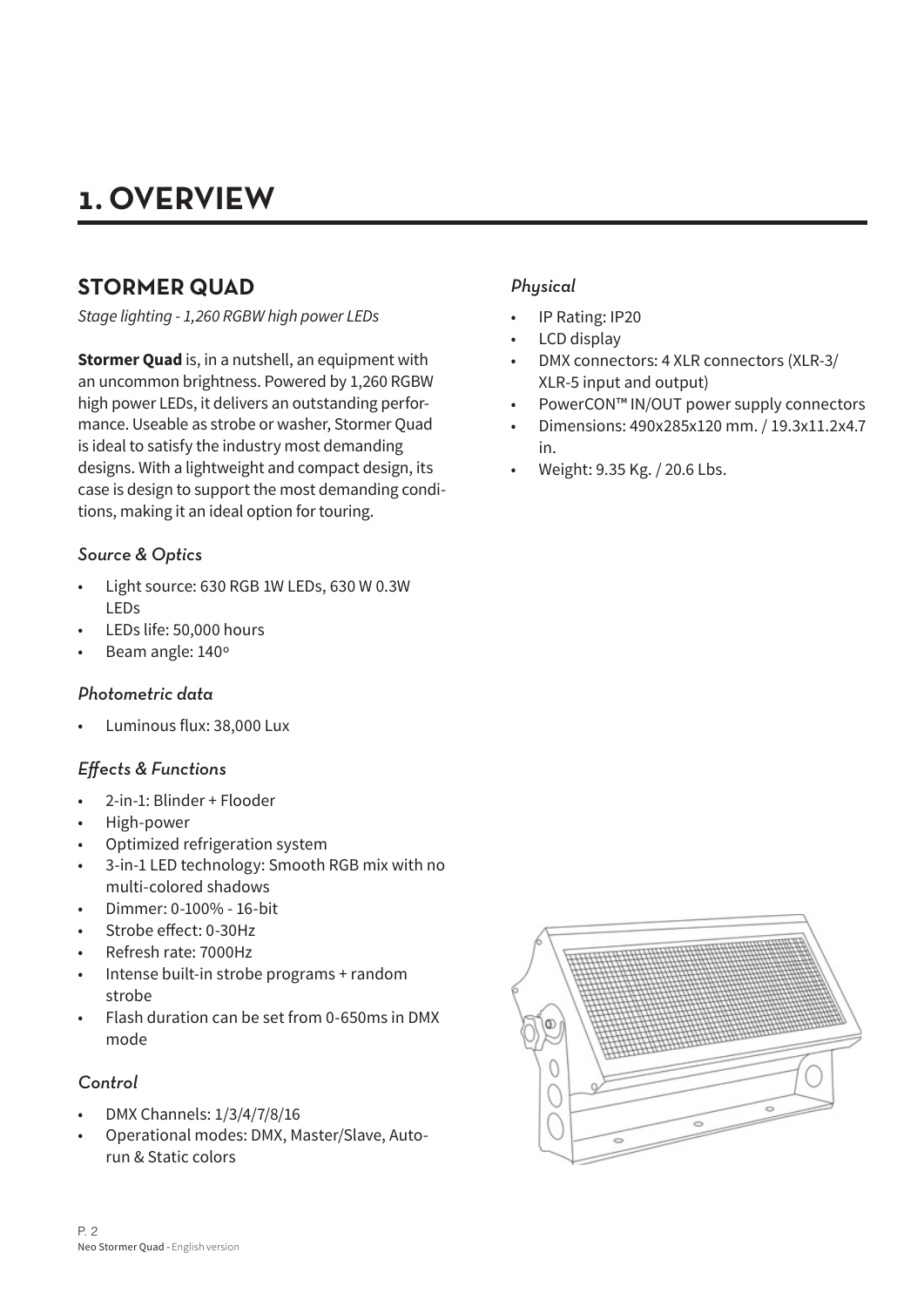# 1. OVERVIEW

## STORMER QUAD

*Stage lighting - 1,260 RGBW high power LEDs*

**Stormer Quad** is, in a nutshell, an equipment with an uncommon brightness. Powered by 1,260 RGBW high power LEDs, it delivers an outstanding performance. Useable as strobe or washer, Stormer Quad is ideal to satisfy the industry most demanding designs. With a lightweight and compact design, its case is design to support the most demanding conditions, making it an ideal option for touring.

### *Source & Optics*

- Light source: 630 RGB 1W LEDs, 630 W 0.3W LEDs
- LEDs life: 50,000 hours
- Beam angle: 140º

### *Photometric data*

- Luminous flux: 38,000 Lux

### *Effects & Functions*

- 2-in-1: Blinder + Flooder
- High-power
- Optimized refrigeration system
- 3-in-1 LED technology: Smooth RGB mix with no multi-colored shadows
- Dimmer: 0-100% - 16-bit
- Strobe effect: 0-30Hz
- Refresh rate: 7000Hz
- Intense built-in strobe programs + random strobe
- Flash duration can be set from 0-650ms in DMX mode

### *Control*

- DMX Channels: 1/3/4/7/8/16
- Operational modes: DMX, Master/Slave, Auto-run & Static colors

### *Physical*

- IP Rating: IP20
- LCD display
- DMX connectors: 4 XLR connectors (XLR-3/ XLR-5 input and output)
- PowerCON™ IN/OUT power supply connectors
- Dimensions: 490x285x120 mm. / 19.3x11.2x4.7 in.
- Weight: 9.35 Kg. / 20.6 Lbs.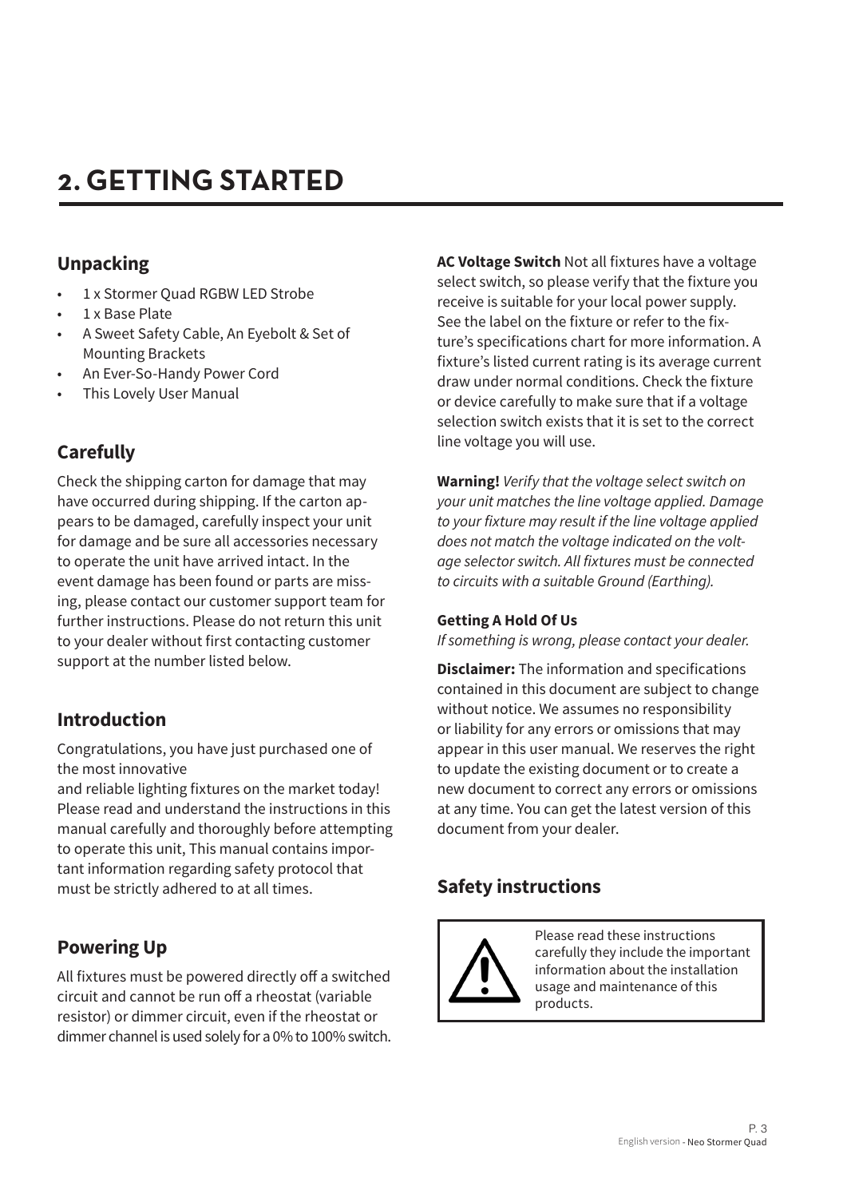# 2. GETTING STARTED

## Unpacking

- 1 x Stormer Quad RGBW LED Strobe
- 1 x Base Plate
- A Sweet Safety Cable, An Eyebolt & Set of Mounting Brackets
- An Ever-So-Handy Power Cord
- This Lovely User Manual

## Carefully

Check the shipping carton for damage that may have occurred during shipping. If the carton appears to be damaged, carefully inspect your unit for damage and be sure all accessories necessary to operate the unit have arrived intact. In the event damage has been found or parts are missing, please contact our customer support team for further instructions. Please do not return this unit to your dealer without first contacting customer support at the number listed below.

## Introduction

Congratulations, you have just purchased one of the most innovative
and reliable lighting fixtures on the market today! Please read and understand the instructions in this manual carefully and thoroughly before attempting to operate this unit, This manual contains important information regarding safety protocol that must be strictly adhered to at all times.

## Powering Up

All fixtures must be powered directly off a switched circuit and cannot be run off a rheostat (variable resistor) or dimmer circuit, even if the rheostat or dimmer channel is used solely for a 0% to 100% switch.

**AC Voltage Switch** Not all fixtures have a voltage select switch, so please verify that the fixture you receive is suitable for your local power supply. See the label on the fixture or refer to the fixture's specifications chart for more information. A fixture's listed current rating is its average current draw under normal conditions. Check the fixture or device carefully to make sure that if a voltage selection switch exists that it is set to the correct line voltage you will use.

**Warning!** *Verify that the voltage select switch on your unit matches the line voltage applied. Damage to your fixture may result if the line voltage applied does not match the voltage indicated on the voltage selector switch. All fixtures must be connected to circuits with a suitable Ground (Earthing).*

**Getting A Hold Of Us**

*If something is wrong, please contact your dealer.*

**Disclaimer:** The information and specifications contained in this document are subject to change without notice. We assumes no responsibility or liability for any errors or omissions that may appear in this user manual. We reserves the right to update the existing document or to create a new document to correct any errors or omissions at any time. You can get the latest version of this document from your dealer.

## Safety instructions

Please read these instructions carefully they include the important information about the installation usage and maintenance of this products.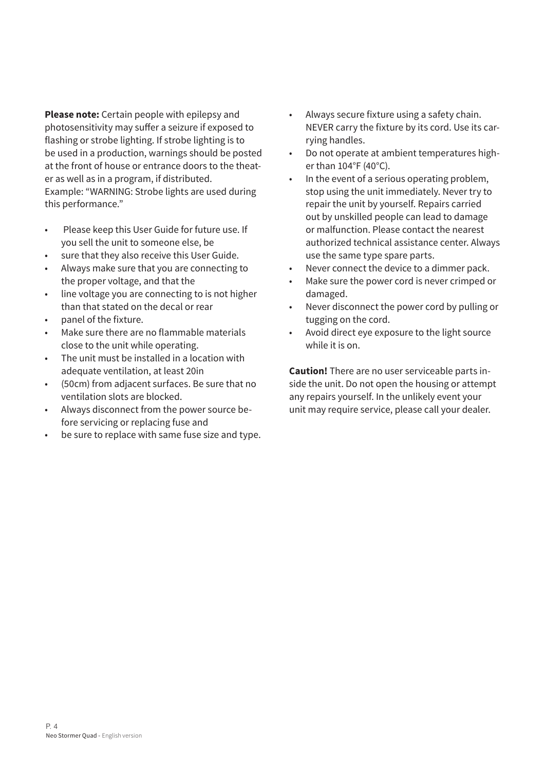**Please note:** Certain people with epilepsy and photosensitivity may suffer a seizure if exposed to flashing or strobe lighting. If strobe lighting is to be used in a production, warnings should be posted at the front of house or entrance doors to the theater as well as in a program, if distributed. Example: "WARNING: Strobe lights are used during this performance."

- Please keep this User Guide for future use. If you sell the unit to someone else, be
- sure that they also receive this User Guide.
- Always make sure that you are connecting to the proper voltage, and that the
- line voltage you are connecting to is not higher than that stated on the decal or rear
- panel of the fixture.
- Make sure there are no flammable materials close to the unit while operating.
- The unit must be installed in a location with adequate ventilation, at least 20in
- (50cm) from adjacent surfaces. Be sure that no ventilation slots are blocked.
- Always disconnect from the power source before servicing or replacing fuse and
- be sure to replace with same fuse size and type.
- Always secure fixture using a safety chain. NEVER carry the fixture by its cord. Use its carrying handles.
- Do not operate at ambient temperatures higher than 104°F (40°C).
- In the event of a serious operating problem, stop using the unit immediately. Never try to repair the unit by yourself. Repairs carried out by unskilled people can lead to damage or malfunction. Please contact the nearest authorized technical assistance center. Always use the same type spare parts.
- Never connect the device to a dimmer pack.
- Make sure the power cord is never crimped or damaged.
- Never disconnect the power cord by pulling or tugging on the cord.
- Avoid direct eye exposure to the light source while it is on.

**Caution!** There are no user serviceable parts inside the unit. Do not open the housing or attempt any repairs yourself. In the unlikely event your unit may require service, please call your dealer.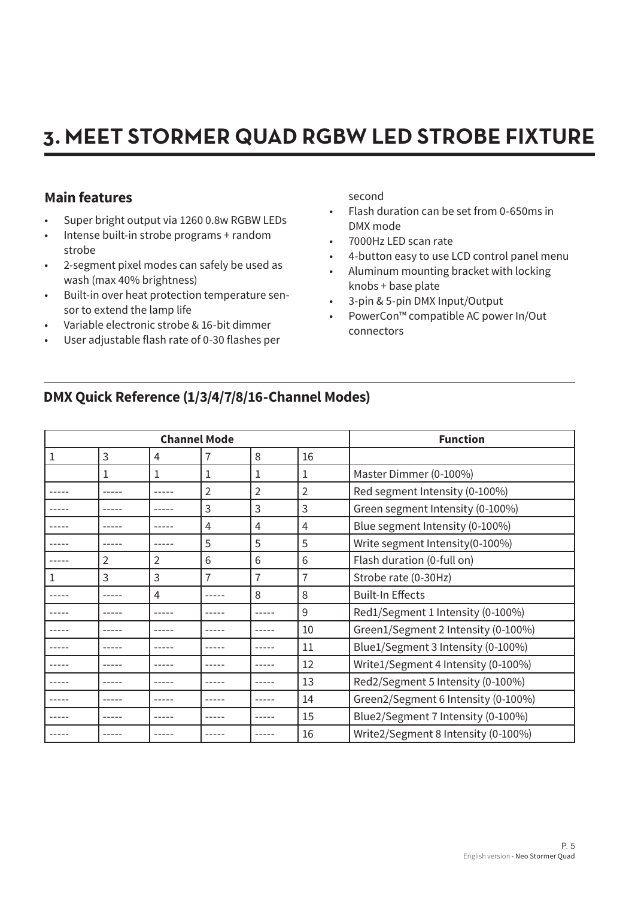# 3. MEET STORMER QUAD RGBW LED STROBE FIXTURE

## Main features

- Super bright output via 1260 0.8w RGBW LEDs
- Intense built-in strobe programs + random strobe
- 2-segment pixel modes can safely be used as wash (max 40% brightness)
- Built-in over heat protection temperature sensor to extend the lamp life
- Variable electronic strobe & 16-bit dimmer
- User adjustable flash rate of 0-30 flashes per second
- Flash duration can be set from 0-650ms in DMX mode
- 7000Hz LED scan rate
- 4-button easy to use LCD control panel menu
- Aluminum mounting bracket with locking knobs + base plate
- 3-pin & 5-pin DMX Input/Output
- PowerCon™ compatible AC power In/Out connectors

## DMX Quick Reference (1/3/4/7/8/16-Channel Modes)

| Channel Mode | | | | | | Function |
|---|---|---|---|---|---|---|
| 1 | 3 | 4 | 7 | 8 | 16 | |
| | 1 | 1 | 1 | 1 | 1 | Master Dimmer (0-100%) |
| ----- | ----- | ----- | 2 | 2 | 2 | Red segment Intensity (0-100%) |
| ----- | ----- | ----- | 3 | 3 | 3 | Green segment Intensity (0-100%) |
| ----- | ----- | ----- | 4 | 4 | 4 | Blue segment Intensity (0-100%) |
| ----- | ----- | ----- | 5 | 5 | 5 | Write segment Intensity(0-100%) |
| ----- | 2 | 2 | 6 | 6 | 6 | Flash duration (0-full on) |
| 1 | 3 | 3 | 7 | 7 | 7 | Strobe rate (0-30Hz) |
| ----- | ----- | 4 | ----- | 8 | 8 | Built-In Effects |
| ----- | ----- | ----- | ----- | ----- | 9 | Red1/Segment 1 Intensity (0-100%) |
| ----- | ----- | ----- | ----- | ----- | 10 | Green1/Segment 2 Intensity (0-100%) |
| ----- | ----- | ----- | ----- | ----- | 11 | Blue1/Segment 3 Intensity (0-100%) |
| ----- | ----- | ----- | ----- | ----- | 12 | Write1/Segment 4 Intensity (0-100%) |
| ----- | ----- | ----- | ----- | ----- | 13 | Red2/Segment 5 Intensity (0-100%) |
| ----- | ----- | ----- | ----- | ----- | 14 | Green2/Segment 6 Intensity (0-100%) |
| ----- | ----- | ----- | ----- | ----- | 15 | Blue2/Segment 7 Intensity (0-100%) |
| ----- | ----- | ----- | ----- | ----- | 16 | Write2/Segment 8 Intensity (0-100%) |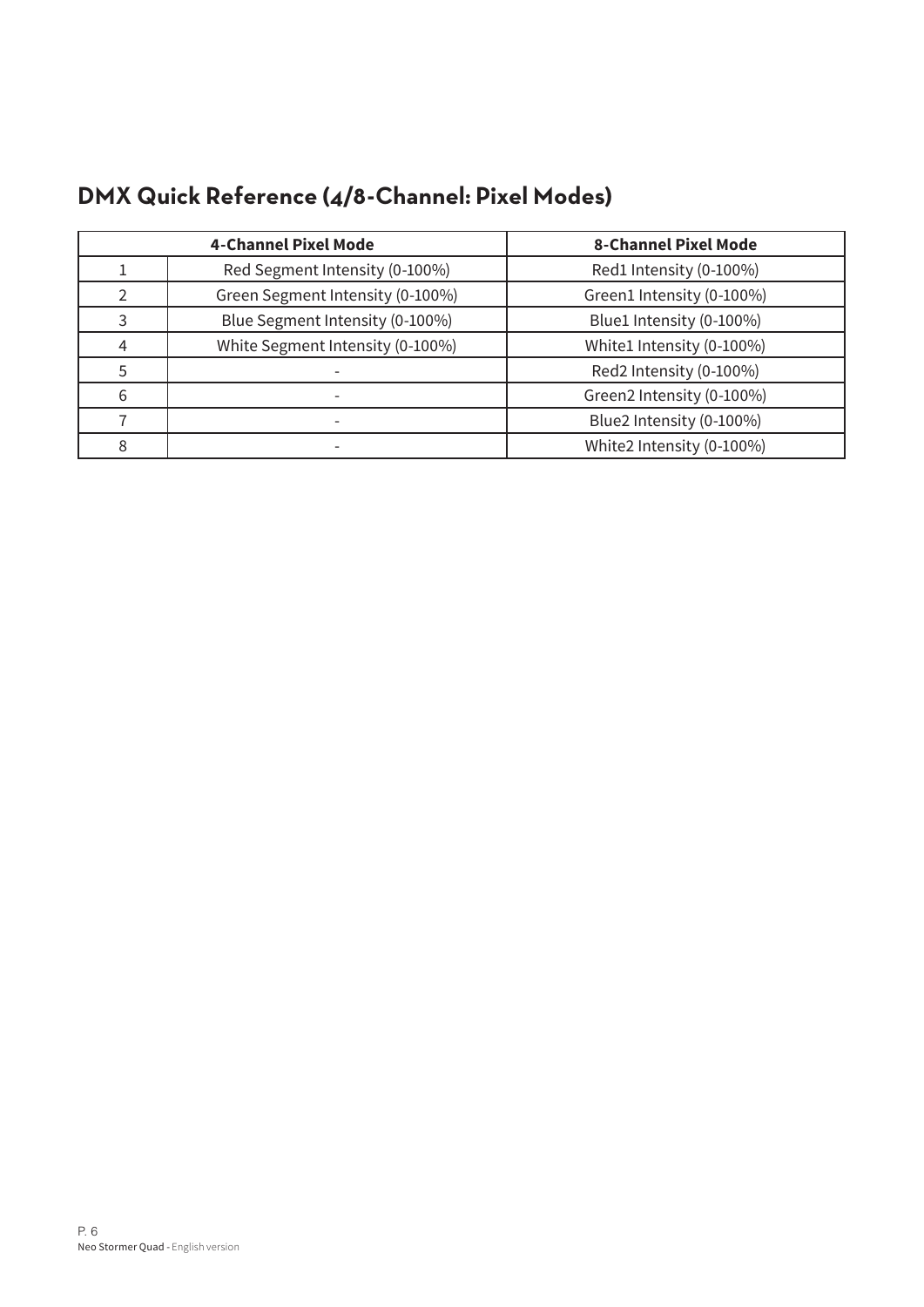## DMX Quick Reference (4/8-Channel: Pixel Modes)

| 4-Channel Pixel Mode | | 8-Channel Pixel Mode |
|---|---|---|
| 1 | Red Segment Intensity (0-100%) | Red1 Intensity (0-100%) |
| 2 | Green Segment Intensity (0-100%) | Green1 Intensity (0-100%) |
| 3 | Blue Segment Intensity (0-100%) | Blue1 Intensity (0-100%) |
| 4 | White Segment Intensity (0-100%) | White1 Intensity (0-100%) |
| 5 | - | Red2 Intensity (0-100%) |
| 6 | - | Green2 Intensity (0-100%) |
| 7 | - | Blue2 Intensity (0-100%) |
| 8 | - | White2 Intensity (0-100%) |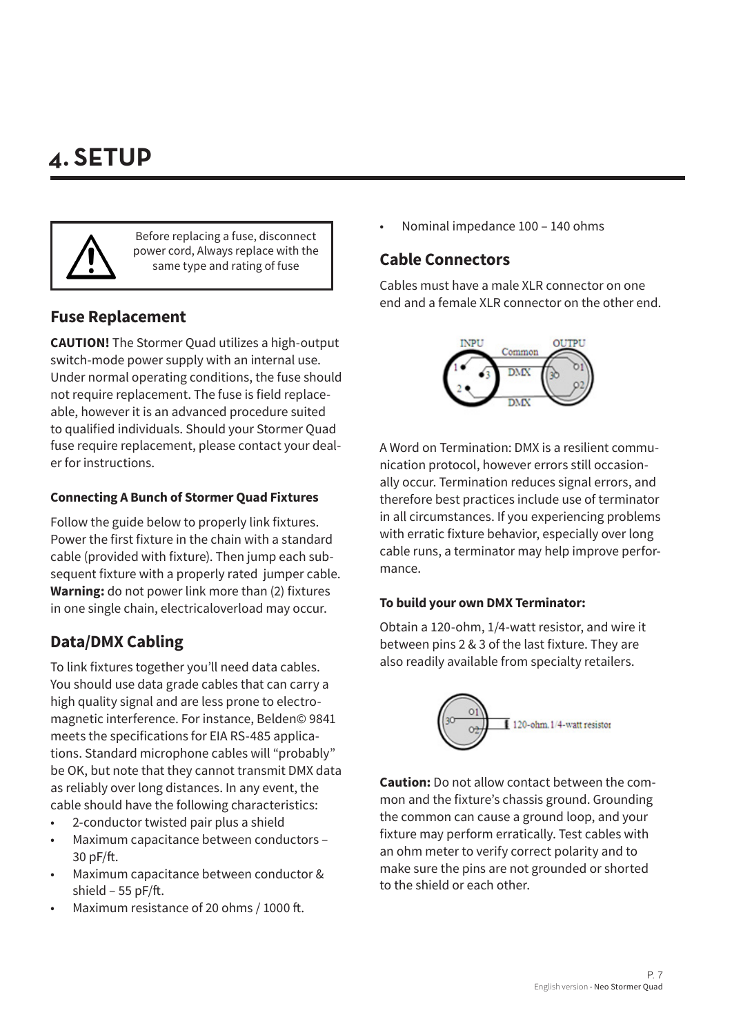# 4. SETUP

Before replacing a fuse, disconnect power cord, Always replace with the same type and rating of fuse

## Fuse Replacement

**CAUTION!** The Stormer Quad utilizes a high-output switch-mode power supply with an internal use. Under normal operating conditions, the fuse should not require replacement. The fuse is field replaceable, however it is an advanced procedure suited to qualified individuals. Should your Stormer Quad fuse require replacement, please contact your dealer for instructions.

### Connecting A Bunch of Stormer Quad Fixtures

Follow the guide below to properly link fixtures. Power the first fixture in the chain with a standard cable (provided with fixture). Then jump each subsequent fixture with a properly rated jumper cable. **Warning:** do not power link more than (2) fixtures in one single chain, electricaloverload may occur.

## Data/DMX Cabling

To link fixtures together you'll need data cables. You should use data grade cables that can carry a high quality signal and are less prone to electromagnetic interference. For instance, Belden© 9841 meets the specifications for EIA RS-485 applications. Standard microphone cables will "probably" be OK, but note that they cannot transmit DMX data as reliably over long distances. In any event, the cable should have the following characteristics:

- 2-conductor twisted pair plus a shield
- Maximum capacitance between conductors – 30 pF/ft.
- Maximum capacitance between conductor & shield – 55 pF/ft.
- Maximum resistance of 20 ohms / 1000 ft.
- Nominal impedance 100 – 140 ohms

## Cable Connectors

Cables must have a male XLR connector on one end and a female XLR connector on the other end.

INPU Common OUTPU DMX DMX 1 2 3 3 1 2

A Word on Termination: DMX is a resilient communication protocol, however errors still occasionally occur. Termination reduces signal errors, and therefore best practices include use of terminator in all circumstances. If you experiencing problems with erratic fixture behavior, especially over long cable runs, a terminator may help improve performance.

### To build your own DMX Terminator:

Obtain a 120-ohm, 1/4-watt resistor, and wire it between pins 2 & 3 of the last fixture. They are also readily available from specialty retailers.

3 1 2 120-ohm.1/4-watt resistor

**Caution:** Do not allow contact between the common and the fixture's chassis ground. Grounding the common can cause a ground loop, and your fixture may perform erratically. Test cables with an ohm meter to verify correct polarity and to make sure the pins are not grounded or shorted to the shield or each other.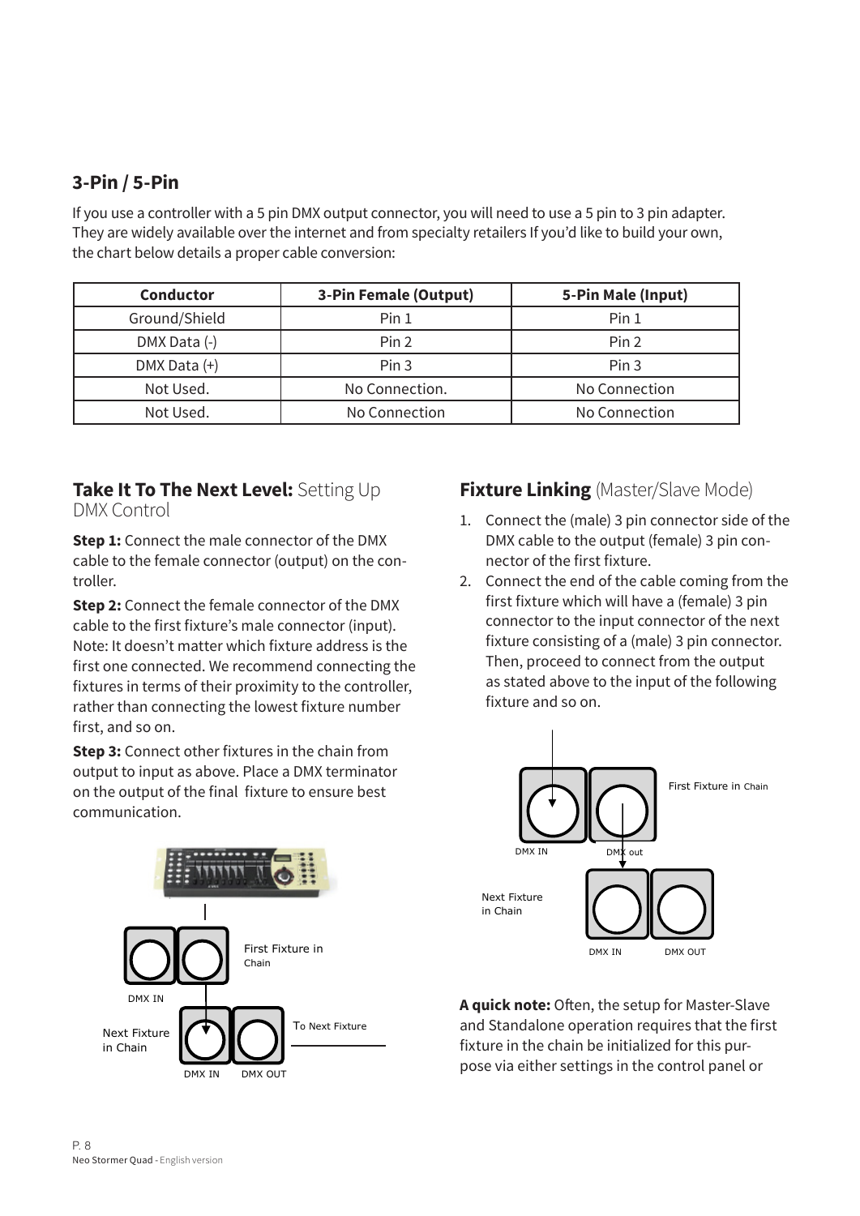## 3-Pin / 5-Pin

If you use a controller with a 5 pin DMX output connector, you will need to use a 5 pin to 3 pin adapter. They are widely available over the internet and from specialty retailers If you'd like to build your own, the chart below details a proper cable conversion:

| Conductor | 3-Pin Female (Output) | 5-Pin Male (Input) |
|---|---|---|
| Ground/Shield | Pin 1 | Pin 1 |
| DMX Data (-) | Pin 2 | Pin 2 |
| DMX Data (+) | Pin 3 | Pin 3 |
| Not Used. | No Connection. | No Connection |
| Not Used. | No Connection | No Connection |

## **Take It To The Next Level:** Setting Up DMX Control

**Step 1:** Connect the male connector of the DMX cable to the female connector (output) on the controller.

**Step 2:** Connect the female connector of the DMX cable to the first fixture's male connector (input). Note: It doesn't matter which fixture address is the first one connected. We recommend connecting the fixtures in terms of their proximity to the controller, rather than connecting the lowest fixture number first, and so on.

**Step 3:** Connect other fixtures in the chain from output to input as above. Place a DMX terminator on the output of the final fixture to ensure best communication.

First Fixture in Chain

DMX IN

Next Fixture in Chain

To Next Fixture

DMX IN DMX OUT

## **Fixture Linking** (Master/Slave Mode)

1. Connect the (male) 3 pin connector side of the DMX cable to the output (female) 3 pin connector of the first fixture.
2. Connect the end of the cable coming from the first fixture which will have a (female) 3 pin connector to the input connector of the next fixture consisting of a (male) 3 pin connector. Then, proceed to connect from the output as stated above to the input of the following fixture and so on.

First Fixture in Chain

DMX IN DMX out

Next Fixture in Chain

DMX IN DMX OUT

**A quick note:** Often, the setup for Master-Slave and Standalone operation requires that the first fixture in the chain be initialized for this purpose via either settings in the control panel or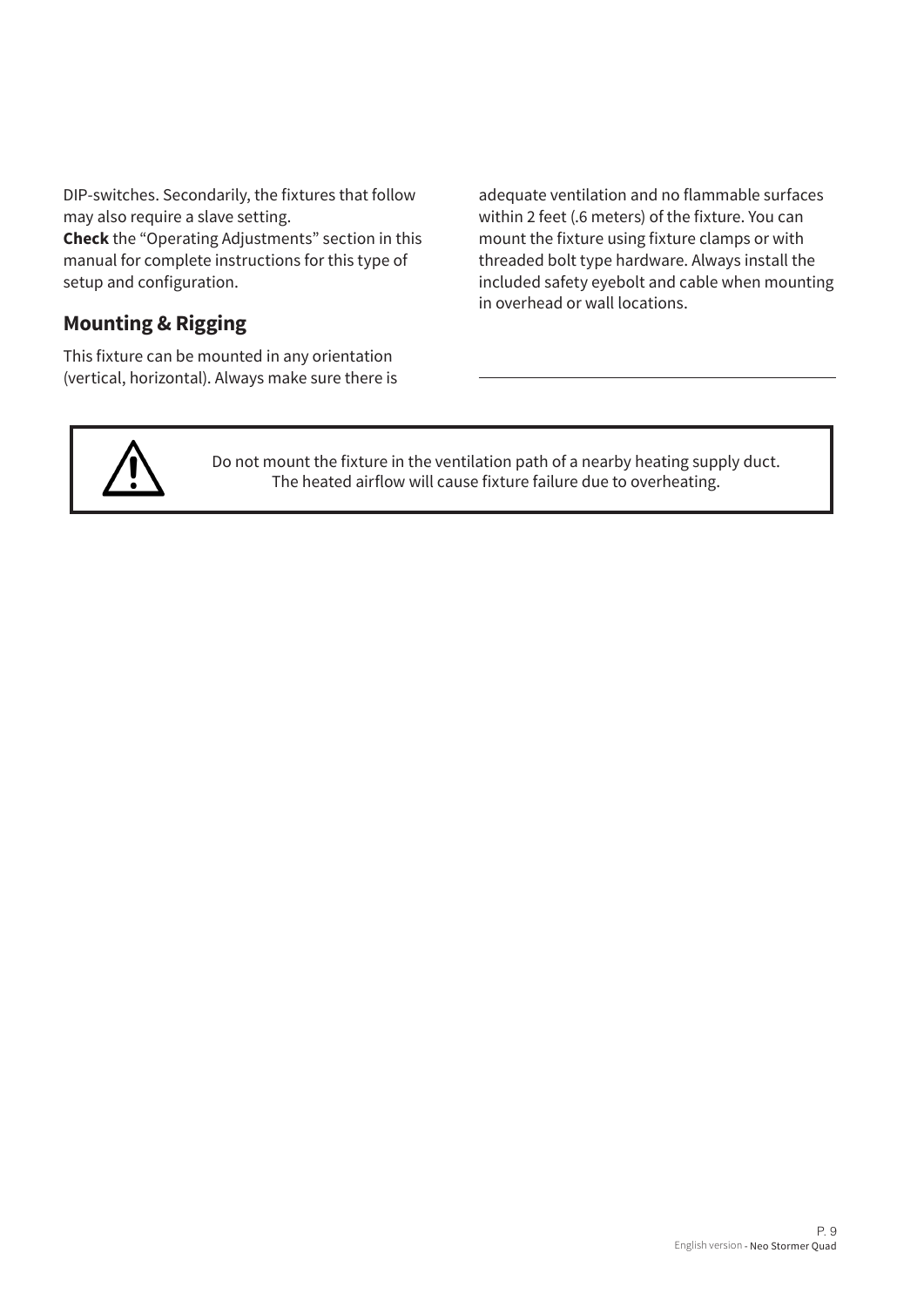DIP-switches. Secondarily, the fixtures that follow may also require a slave setting.
**Check** the “Operating Adjustments” section in this manual for complete instructions for this type of setup and configuration.

## Mounting & Rigging

This fixture can be mounted in any orientation (vertical, horizontal). Always make sure there is adequate ventilation and no flammable surfaces within 2 feet (.6 meters) of the fixture. You can mount the fixture using fixture clamps or with threaded bolt type hardware. Always install the included safety eyebolt and cable when mounting in overhead or wall locations.

---

Do not mount the fixture in the ventilation path of a nearby heating supply duct. The heated airflow will cause fixture failure due to overheating.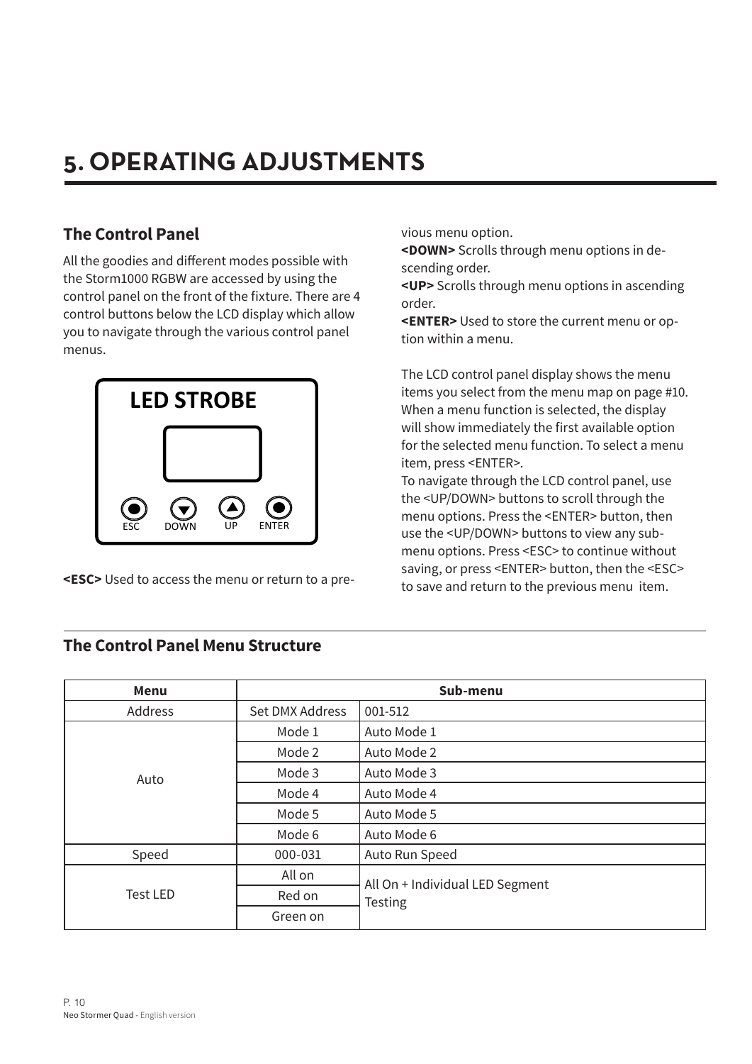# 5. OPERATING ADJUSTMENTS

## The Control Panel

All the goodies and different modes possible with the Storm1000 RGBW are accessed by using the control panel on the front of the fixture. There are 4 control buttons below the LCD display which allow you to navigate through the various control panel menus.

LED STROBE

ESC DOWN UP ENTER

**<ESC>** Used to access the menu or return to a previous menu option.
**<DOWN>** Scrolls through menu options in descending order.
**<UP>** Scrolls through menu options in ascending order.
**<ENTER>** Used to store the current menu or option within a menu.

The LCD control panel display shows the menu items you select from the menu map on page #10. When a menu function is selected, the display will show immediately the first available option for the selected menu function. To select a menu item, press <ENTER>.
To navigate through the LCD control panel, use the <UP/DOWN> buttons to scroll through the menu options. Press the <ENTER> button, then use the <UP/DOWN> buttons to view any submenu options. Press <ESC> to continue without saving, or press <ENTER> button, then the <ESC> to save and return to the previous menu item.

## The Control Panel Menu Structure

| Menu | Sub-menu | |
|---|---|---|
| Address | Set DMX Address | 001-512 |
| Auto | Mode 1 | Auto Mode 1 |
| | Mode 2 | Auto Mode 2 |
| | Mode 3 | Auto Mode 3 |
| | Mode 4 | Auto Mode 4 |
| | Mode 5 | Auto Mode 5 |
| | Mode 6 | Auto Mode 6 |
| Speed | 000-031 | Auto Run Speed |
| Test LED | All on | All On + Individual LED Segment Testing |
| | Red on | |
| | Green on | |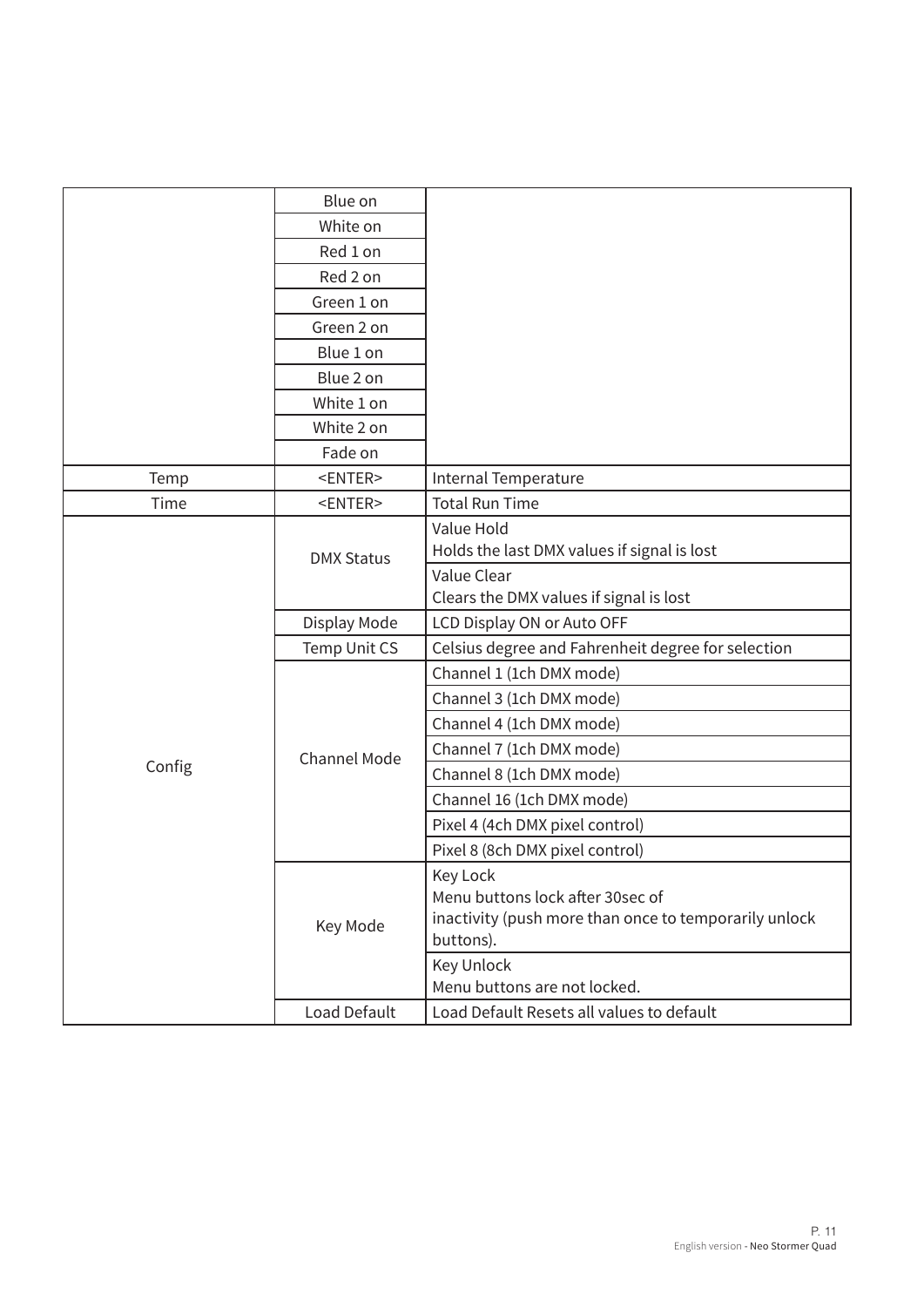| | | |
|---|---|---|
| | Blue on | |
| | White on | |
| | Red 1 on | |
| | Red 2 on | |
| | Green 1 on | |
| | Green 2 on | |
| | Blue 1 on | |
| | Blue 2 on | |
| | White 1 on | |
| | White 2 on | |
| | Fade on | |
| Temp | <ENTER> | Internal Temperature |
| Time | <ENTER> | Total Run Time |
| Config | DMX Status | Value Hold<br>Holds the last DMX values if signal is lost |
| | | Value Clear<br>Clears the DMX values if signal is lost |
| | Display Mode | LCD Display ON or Auto OFF |
| | Temp Unit CS | Celsius degree and Fahrenheit degree for selection |
| | Channel Mode | Channel 1 (1ch DMX mode) |
| | | Channel 3 (1ch DMX mode) |
| | | Channel 4 (1ch DMX mode) |
| | | Channel 7 (1ch DMX mode) |
| | | Channel 8 (1ch DMX mode) |
| | | Channel 16 (1ch DMX mode) |
| | | Pixel 4 (4ch DMX pixel control) |
| | | Pixel 8 (8ch DMX pixel control) |
| | Key Mode | Key Lock<br>Menu buttons lock after 30sec of<br>inactivity (push more than once to temporarily unlock buttons). |
| | | Key Unlock<br>Menu buttons are not locked. |
| | Load Default | Load Default Resets all values to default |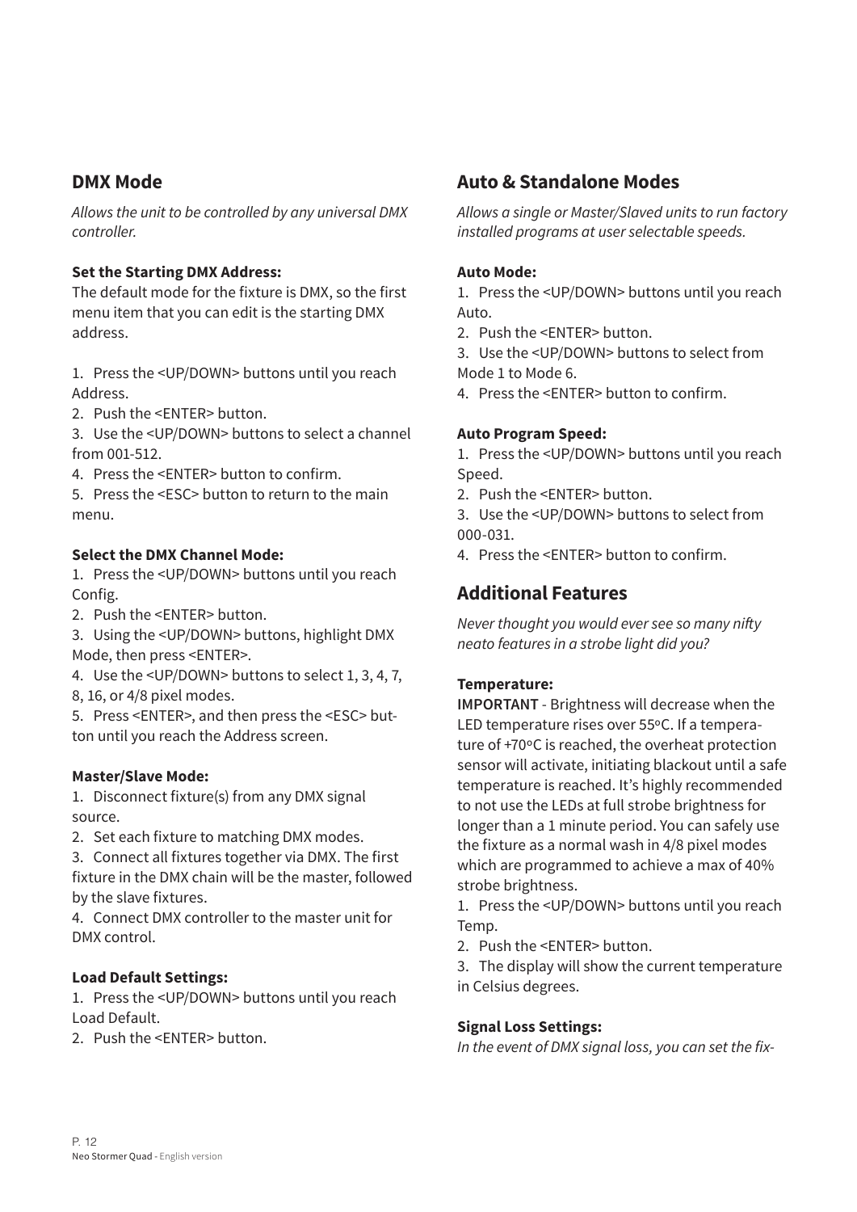## DMX Mode

*Allows the unit to be controlled by any universal DMX controller.*

**Set the Starting DMX Address:**
The default mode for the fixture is DMX, so the first menu item that you can edit is the starting DMX address.

1. Press the <UP/DOWN> buttons until you reach Address.
2. Push the <ENTER> button.
3. Use the <UP/DOWN> buttons to select a channel from 001-512.
4. Press the <ENTER> button to confirm.
5. Press the <ESC> button to return to the main menu.

**Select the DMX Channel Mode:**

1. Press the <UP/DOWN> buttons until you reach Config.
2. Push the <ENTER> button.
3. Using the <UP/DOWN> buttons, highlight DMX Mode, then press <ENTER>.
4. Use the <UP/DOWN> buttons to select 1, 3, 4, 7, 8, 16, or 4/8 pixel modes.
5. Press <ENTER>, and then press the <ESC> button until you reach the Address screen.

**Master/Slave Mode:**

1. Disconnect fixture(s) from any DMX signal source.
2. Set each fixture to matching DMX modes.
3. Connect all fixtures together via DMX. The first fixture in the DMX chain will be the master, followed by the slave fixtures.
4. Connect DMX controller to the master unit for DMX control.

**Load Default Settings:**

1. Press the <UP/DOWN> buttons until you reach Load Default.
2. Push the <ENTER> button.

## Auto & Standalone Modes

*Allows a single or Master/Slaved units to run factory installed programs at user selectable speeds.*

**Auto Mode:**

1. Press the <UP/DOWN> buttons until you reach Auto.
2. Push the <ENTER> button.
3. Use the <UP/DOWN> buttons to select from Mode 1 to Mode 6.
4. Press the <ENTER> button to confirm.

**Auto Program Speed:**

1. Press the <UP/DOWN> buttons until you reach Speed.
2. Push the <ENTER> button.
3. Use the <UP/DOWN> buttons to select from 000-031.
4. Press the <ENTER> button to confirm.

## Additional Features

*Never thought you would ever see so many nifty neato features in a strobe light did you?*

**Temperature:**
**IMPORTANT** - Brightness will decrease when the LED temperature rises over 55ºC. If a temperature of +70ºC is reached, the overheat protection sensor will activate, initiating blackout until a safe temperature is reached. It's highly recommended to not use the LEDs at full strobe brightness for longer than a 1 minute period. You can safely use the fixture as a normal wash in 4/8 pixel modes which are programmed to achieve a max of 40% strobe brightness.

1. Press the <UP/DOWN> buttons until you reach Temp.
2. Push the <ENTER> button.
3. The display will show the current temperature in Celsius degrees.

**Signal Loss Settings:**
*In the event of DMX signal loss, you can set the fix-*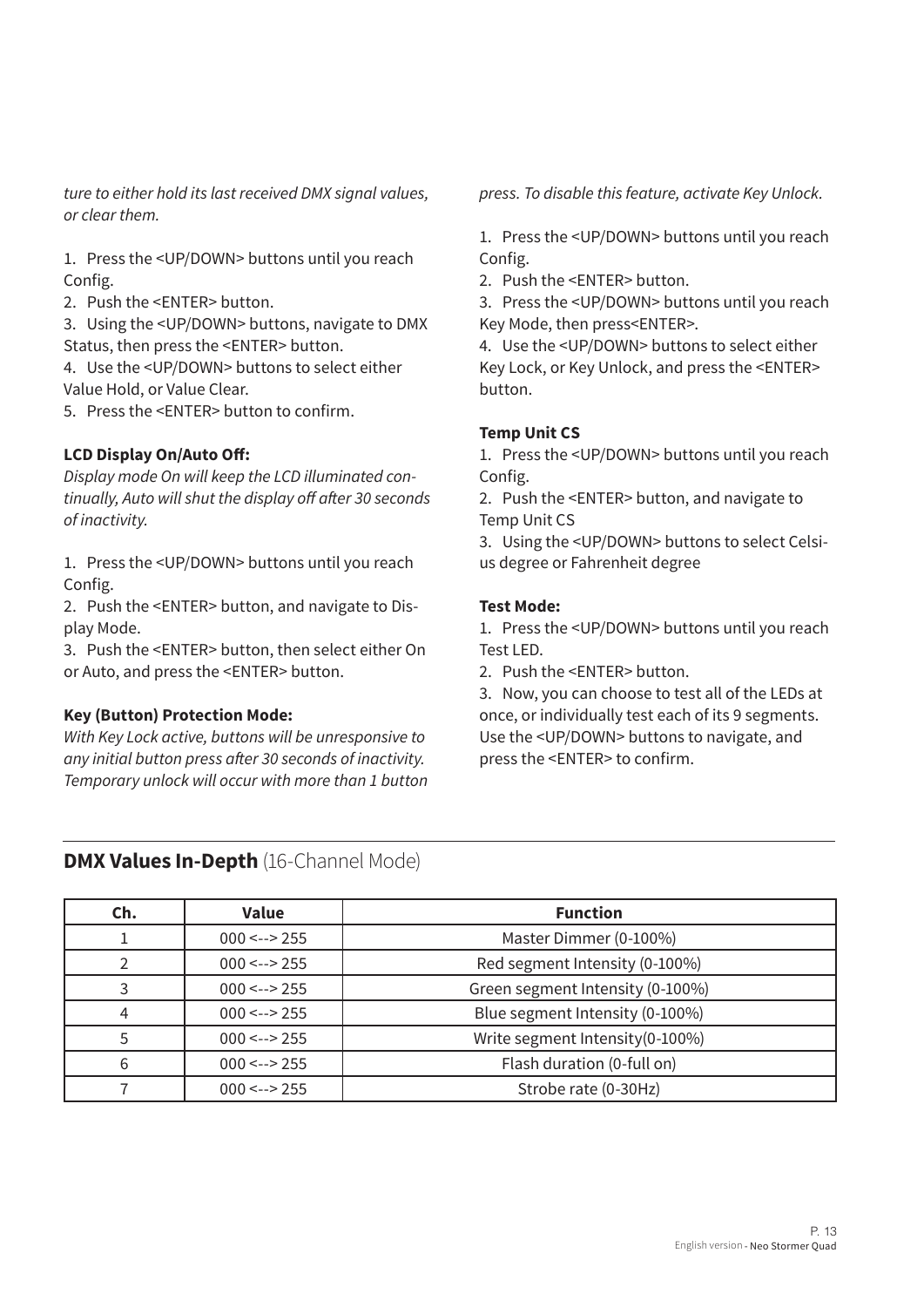*ture to either hold its last received DMX signal values, or clear them.*

1. Press the <UP/DOWN> buttons until you reach Config.
2. Push the <ENTER> button.
3. Using the <UP/DOWN> buttons, navigate to DMX Status, then press the <ENTER> button.
4. Use the <UP/DOWN> buttons to select either Value Hold, or Value Clear.
5. Press the <ENTER> button to confirm.

**LCD Display On/Auto Off:**

*Display mode On will keep the LCD illuminated continually, Auto will shut the display off after 30 seconds of inactivity.*

1. Press the <UP/DOWN> buttons until you reach Config.
2. Push the <ENTER> button, and navigate to Display Mode.
3. Push the <ENTER> button, then select either On or Auto, and press the <ENTER> button.

**Key (Button) Protection Mode:**

*With Key Lock active, buttons will be unresponsive to any initial button press after 30 seconds of inactivity. Temporary unlock will occur with more than 1 button press. To disable this feature, activate Key Unlock.*

1. Press the <UP/DOWN> buttons until you reach Config.
2. Push the <ENTER> button.
3. Press the <UP/DOWN> buttons until you reach Key Mode, then press<ENTER>.
4. Use the <UP/DOWN> buttons to select either Key Lock, or Key Unlock, and press the <ENTER> button.

**Temp Unit CS**

1. Press the <UP/DOWN> buttons until you reach Config.
2. Push the <ENTER> button, and navigate to Temp Unit CS
3. Using the <UP/DOWN> buttons to select Celsius degree or Fahrenheit degree

**Test Mode:**

1. Press the <UP/DOWN> buttons until you reach Test LED.
2. Push the <ENTER> button.
3. Now, you can choose to test all of the LEDs at once, or individually test each of its 9 segments. Use the <UP/DOWN> buttons to navigate, and press the <ENTER> to confirm.

## **DMX Values In-Depth** (16-Channel Mode)

| Ch. | Value | Function |
|---|---|---|
| 1 | 000 <--> 255 | Master Dimmer (0-100%) |
| 2 | 000 <--> 255 | Red segment Intensity (0-100%) |
| 3 | 000 <--> 255 | Green segment Intensity (0-100%) |
| 4 | 000 <--> 255 | Blue segment Intensity (0-100%) |
| 5 | 000 <--> 255 | Write segment Intensity(0-100%) |
| 6 | 000 <--> 255 | Flash duration (0-full on) |
| 7 | 000 <--> 255 | Strobe rate (0-30Hz) |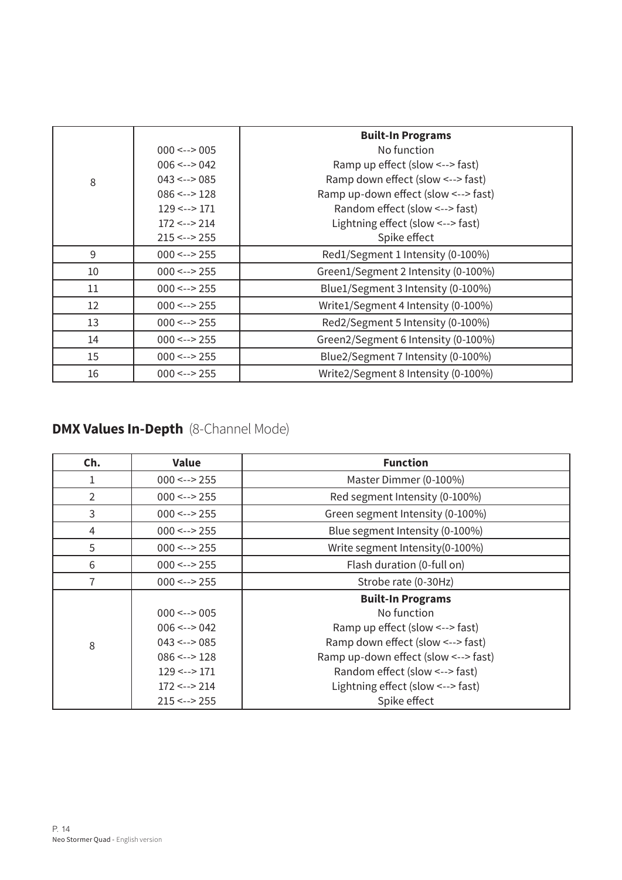| 8 | 000 <--> 005<br>006 <--> 042<br>043 <--> 085<br>086 <--> 128<br>129 <--> 171<br>172 <--> 214<br>215 <--> 255 | **Built-In Programs**<br>No function<br>Ramp up effect (slow <--> fast)<br>Ramp down effect (slow <--> fast)<br>Ramp up-down effect (slow <--> fast)<br>Random effect (slow <--> fast)<br>Lightning effect (slow <--> fast)<br>Spike effect |
|---|---|---|
| 9 | 000 <--> 255 | Red1/Segment 1 Intensity (0-100%) |
| 10 | 000 <--> 255 | Green1/Segment 2 Intensity (0-100%) |
| 11 | 000 <--> 255 | Blue1/Segment 3 Intensity (0-100%) |
| 12 | 000 <--> 255 | Write1/Segment 4 Intensity (0-100%) |
| 13 | 000 <--> 255 | Red2/Segment 5 Intensity (0-100%) |
| 14 | 000 <--> 255 | Green2/Segment 6 Intensity (0-100%) |
| 15 | 000 <--> 255 | Blue2/Segment 7 Intensity (0-100%) |
| 16 | 000 <--> 255 | Write2/Segment 8 Intensity (0-100%) |

## **DMX Values In-Depth** (8-Channel Mode)

| Ch. | Value | Function |
|---|---|---|
| 1 | 000 <--> 255 | Master Dimmer (0-100%) |
| 2 | 000 <--> 255 | Red segment Intensity (0-100%) |
| 3 | 000 <--> 255 | Green segment Intensity (0-100%) |
| 4 | 000 <--> 255 | Blue segment Intensity (0-100%) |
| 5 | 000 <--> 255 | Write segment Intensity(0-100%) |
| 6 | 000 <--> 255 | Flash duration (0-full on) |
| 7 | 000 <--> 255 | Strobe rate (0-30Hz) |
| 8 | 000 <--> 005<br>006 <--> 042<br>043 <--> 085<br>086 <--> 128<br>129 <--> 171<br>172 <--> 214<br>215 <--> 255 | **Built-In Programs**<br>No function<br>Ramp up effect (slow <--> fast)<br>Ramp down effect (slow <--> fast)<br>Ramp up-down effect (slow <--> fast)<br>Random effect (slow <--> fast)<br>Lightning effect (slow <--> fast)<br>Spike effect |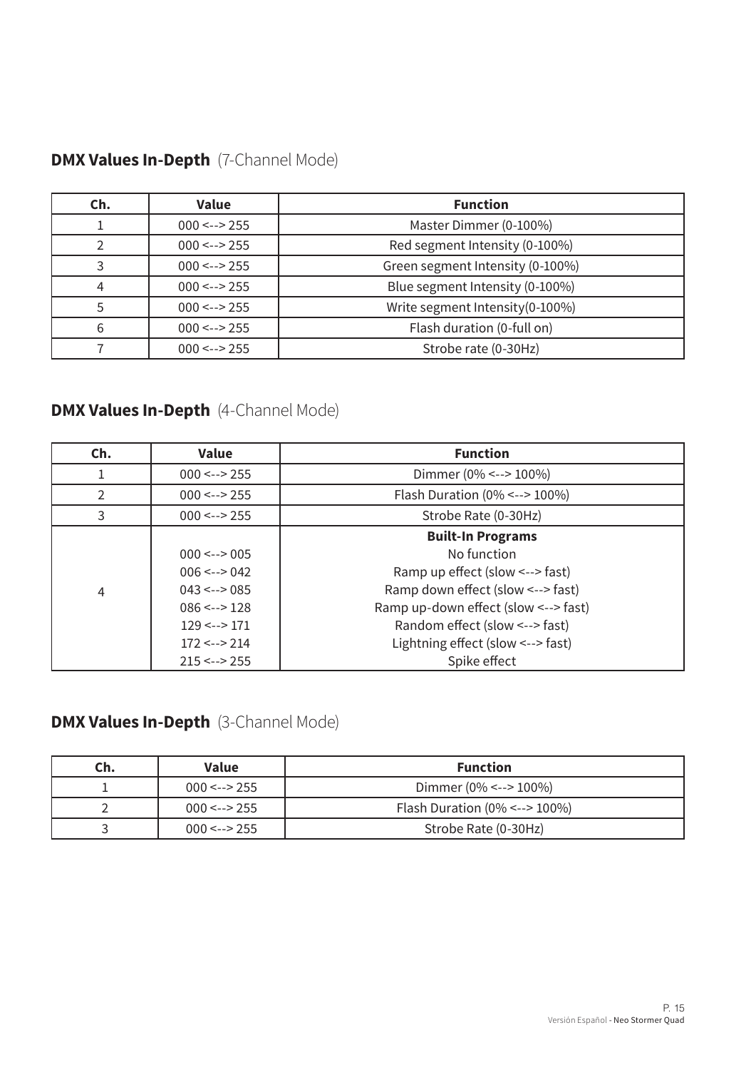## **DMX Values In-Depth** (7-Channel Mode)

| Ch. | Value | Function |
| --- | --- | --- |
| 1 | 000 <--> 255 | Master Dimmer (0-100%) |
| 2 | 000 <--> 255 | Red segment Intensity (0-100%) |
| 3 | 000 <--> 255 | Green segment Intensity (0-100%) |
| 4 | 000 <--> 255 | Blue segment Intensity (0-100%) |
| 5 | 000 <--> 255 | Write segment Intensity(0-100%) |
| 6 | 000 <--> 255 | Flash duration (0-full on) |
| 7 | 000 <--> 255 | Strobe rate (0-30Hz) |

## **DMX Values In-Depth** (4-Channel Mode)

| Ch. | Value | Function |
| --- | --- | --- |
| 1 | 000 <--> 255 | Dimmer (0% <--> 100%) |
| 2 | 000 <--> 255 | Flash Duration (0% <--> 100%) |
| 3 | 000 <--> 255 | Strobe Rate (0-30Hz) |
| 4 | | **Built-In Programs** |
| | 000 <--> 005 | No function |
| | 006 <--> 042 | Ramp up effect (slow <--> fast) |
| | 043 <--> 085 | Ramp down effect (slow <--> fast) |
| | 086 <--> 128 | Ramp up-down effect (slow <--> fast) |
| | 129 <--> 171 | Random effect (slow <--> fast) |
| | 172 <--> 214 | Lightning effect (slow <--> fast) |
| | 215 <--> 255 | Spike effect |

## **DMX Values In-Depth** (3-Channel Mode)

| Ch. | Value | Function |
| --- | --- | --- |
| 1 | 000 <--> 255 | Dimmer (0% <--> 100%) |
| 2 | 000 <--> 255 | Flash Duration (0% <--> 100%) |
| 3 | 000 <--> 255 | Strobe Rate (0-30Hz) |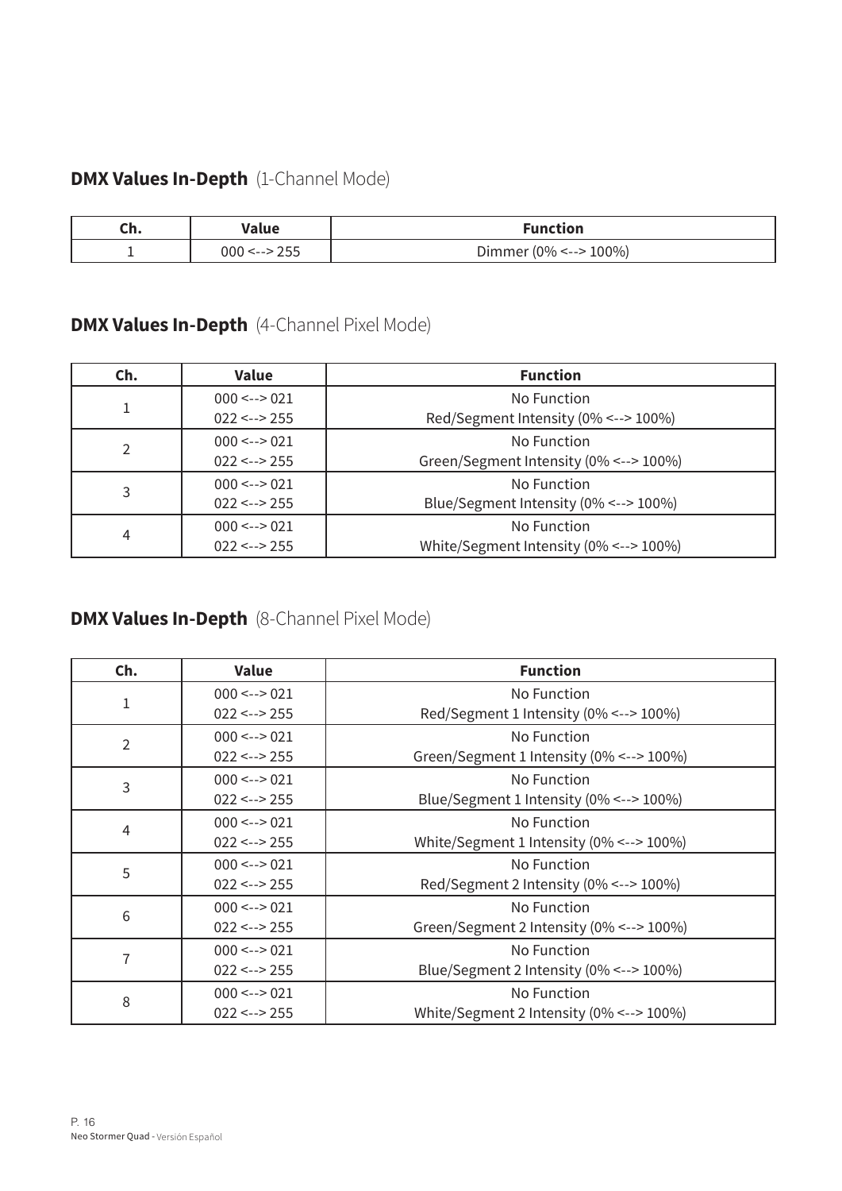## **DMX Values In-Depth** (1-Channel Mode)

| Ch. | Value | Function |
|---|---|---|
| 1 | 000 <--> 255 | Dimmer (0% <--> 100%) |

## **DMX Values In-Depth** (4-Channel Pixel Mode)

| Ch. | Value | Function |
|---|---|---|
| 1 | 000 <--> 021 | No Function |
| | 022 <--> 255 | Red/Segment Intensity (0% <--> 100%) |
| 2 | 000 <--> 021 | No Function |
| | 022 <--> 255 | Green/Segment Intensity (0% <--> 100%) |
| 3 | 000 <--> 021 | No Function |
| | 022 <--> 255 | Blue/Segment Intensity (0% <--> 100%) |
| 4 | 000 <--> 021 | No Function |
| | 022 <--> 255 | White/Segment Intensity (0% <--> 100%) |

## **DMX Values In-Depth** (8-Channel Pixel Mode)

| Ch. | Value | Function |
|---|---|---|
| 1 | 000 <--> 021 | No Function |
| | 022 <--> 255 | Red/Segment 1 Intensity (0% <--> 100%) |
| 2 | 000 <--> 021 | No Function |
| | 022 <--> 255 | Green/Segment 1 Intensity (0% <--> 100%) |
| 3 | 000 <--> 021 | No Function |
| | 022 <--> 255 | Blue/Segment 1 Intensity (0% <--> 100%) |
| 4 | 000 <--> 021 | No Function |
| | 022 <--> 255 | White/Segment 1 Intensity (0% <--> 100%) |
| 5 | 000 <--> 021 | No Function |
| | 022 <--> 255 | Red/Segment 2 Intensity (0% <--> 100%) |
| 6 | 000 <--> 021 | No Function |
| | 022 <--> 255 | Green/Segment 2 Intensity (0% <--> 100%) |
| 7 | 000 <--> 021 | No Function |
| | 022 <--> 255 | Blue/Segment 2 Intensity (0% <--> 100%) |
| 8 | 000 <--> 021 | No Function |
| | 022 <--> 255 | White/Segment 2 Intensity (0% <--> 100%) |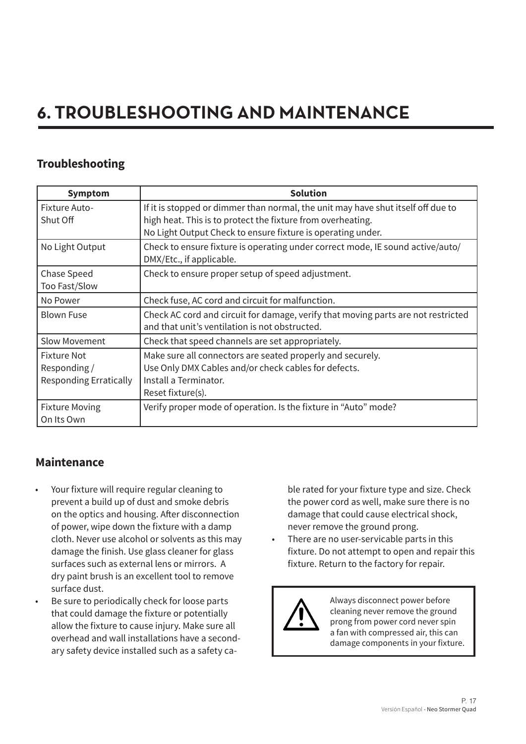# 6. TROUBLESHOOTING AND MAINTENANCE

## Troubleshooting

| Symptom | Solution |
|---|---|
| Fixture Auto-Shut Off | If it is stopped or dimmer than normal, the unit may have shut itself off due to high heat. This is to protect the fixture from overheating. No Light Output Check to ensure fixture is operating under. |
| No Light Output | Check to ensure fixture is operating under correct mode, IE sound active/auto/DMX/Etc., if applicable. |
| Chase Speed Too Fast/Slow | Check to ensure proper setup of speed adjustment. |
| No Power | Check fuse, AC cord and circuit for malfunction. |
| Blown Fuse | Check AC cord and circuit for damage, verify that moving parts are not restricted and that unit's ventilation is not obstructed. |
| Slow Movement | Check that speed channels are set appropriately. |
| Fixture Not Responding / Responding Erratically | Make sure all connectors are seated properly and securely. Use Only DMX Cables and/or check cables for defects. Install a Terminator. Reset fixture(s). |
| Fixture Moving On Its Own | Verify proper mode of operation. Is the fixture in "Auto" mode? |

## Maintenance

- Your fixture will require regular cleaning to prevent a build up of dust and smoke debris on the optics and housing. After disconnection of power, wipe down the fixture with a damp cloth. Never use alcohol or solvents as this may damage the finish. Use glass cleaner for glass surfaces such as external lens or mirrors. A dry paint brush is an excellent tool to remove surface dust.
- Be sure to periodically check for loose parts that could damage the fixture or potentially allow the fixture to cause injury. Make sure all overhead and wall installations have a secondary safety device installed such as a safety cable rated for your fixture type and size. Check the power cord as well, make sure there is no damage that could cause electrical shock, never remove the ground prong.
- There are no user-servicable parts in this fixture. Do not attempt to open and repair this fixture. Return to the factory for repair.

Always disconnect power before cleaning never remove the ground prong from power cord never spin a fan with compressed air, this can damage components in your fixture.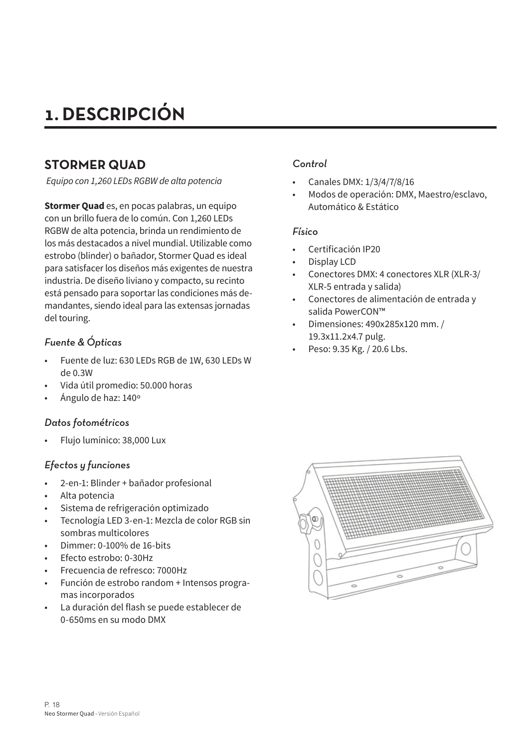# 1. DESCRIPCIÓN

## STORMER QUAD

*Equipo con 1,260 LEDs RGBW de alta potencia*

**Stormer Quad** es, en pocas palabras, un equipo con un brillo fuera de lo común. Con 1,260 LEDs RGBW de alta potencia, brinda un rendimiento de los más destacados a nivel mundial. Utilizable como estrobo (blinder) o bañador, Stormer Quad es ideal para satisfacer los diseños más exigentes de nuestra industria. De diseño liviano y compacto, su recinto está pensado para soportar las condiciones más demandantes, siendo ideal para las extensas jornadas del touring.

### *Fuente & Ópticas*

- Fuente de luz: 630 LEDs RGB de 1W, 630 LEDs W de 0.3W
- Vida útil promedio: 50.000 horas
- Ángulo de haz: 140º

### *Datos fotométricos*

- Flujo lumínico: 38,000 Lux

### *Efectos y funciones*

- 2-en-1: Blinder + bañador profesional
- Alta potencia
- Sistema de refrigeración optimizado
- Tecnología LED 3-en-1: Mezcla de color RGB sin sombras multicolores
- Dimmer: 0-100% de 16-bits
- Efecto estrobo: 0-30Hz
- Frecuencia de refresco: 7000Hz
- Función de estrobo random + Intensos programas incorporados
- La duración del flash se puede establecer de 0-650ms en su modo DMX

### *Control*

- Canales DMX: 1/3/4/7/8/16
- Modos de operación: DMX, Maestro/esclavo, Automático & Estático

### *Físico*

- Certificación IP20
- Display LCD
- Conectores DMX: 4 conectores XLR (XLR-3/ XLR-5 entrada y salida)
- Conectores de alimentación de entrada y salida PowerCON™
- Dimensiones: 490x285x120 mm. / 19.3x11.2x4.7 pulg.
- Peso: 9.35 Kg. / 20.6 Lbs.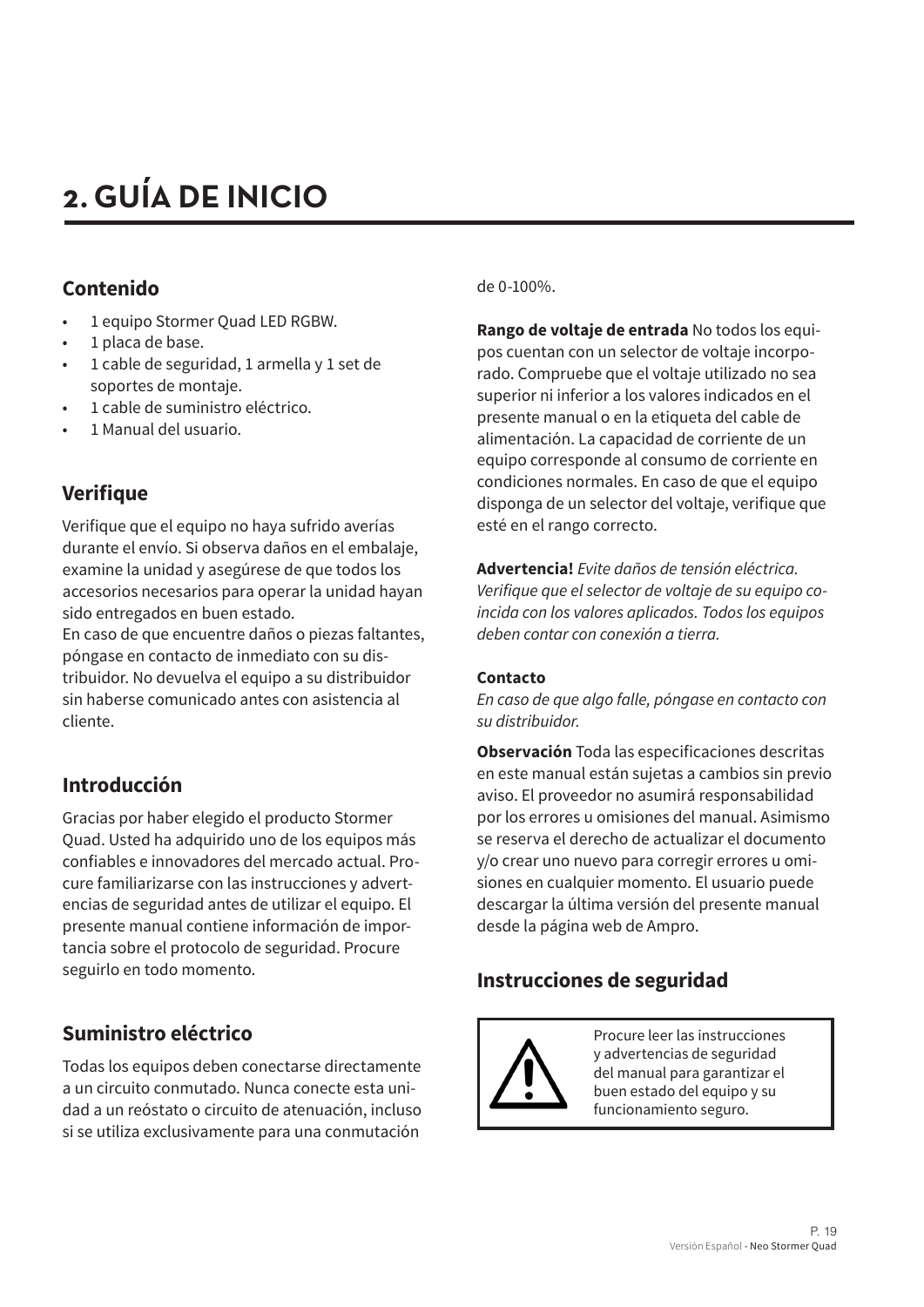# 2. GUÍA DE INICIO

## Contenido

- 1 equipo Stormer Quad LED RGBW.
- 1 placa de base.
- 1 cable de seguridad, 1 armella y 1 set de soportes de montaje.
- 1 cable de suministro eléctrico.
- 1 Manual del usuario.

## Verifique

Verifique que el equipo no haya sufrido averías durante el envío. Si observa daños en el embalaje, examine la unidad y asegúrese de que todos los accesorios necesarios para operar la unidad hayan sido entregados en buen estado.
En caso de que encuentre daños o piezas faltantes, póngase en contacto de inmediato con su distribuidor. No devuelva el equipo a su distribuidor sin haberse comunicado antes con asistencia al cliente.

## Introducción

Gracias por haber elegido el producto Stormer Quad. Usted ha adquirido uno de los equipos más confiables e innovadores del mercado actual. Procure familiarizarse con las instrucciones y advertencias de seguridad antes de utilizar el equipo. El presente manual contiene información de importancia sobre el protocolo de seguridad. Procure seguirlo en todo momento.

## Suministro eléctrico

Todas los equipos deben conectarse directamente a un circuito conmutado. Nunca conecte esta unidad a un reóstato o circuito de atenuación, incluso si se utiliza exclusivamente para una conmutación de 0-100%.

**Rango de voltaje de entrada** No todos los equipos cuentan con un selector de voltaje incorporado. Compruebe que el voltaje utilizado no sea superior ni inferior a los valores indicados en el presente manual o en la etiqueta del cable de alimentación. La capacidad de corriente de un equipo corresponde al consumo de corriente en condiciones normales. En caso de que el equipo disponga de un selector del voltaje, verifique que esté en el rango correcto.

**Advertencia!** *Evite daños de tensión eléctrica. Verifique que el selector de voltaje de su equipo coincida con los valores aplicados. Todos los equipos deben contar con conexión a tierra.*

**Contacto**
*En caso de que algo falle, póngase en contacto con su distribuidor.*

**Observación** Toda las especificaciones descritas en este manual están sujetas a cambios sin previo aviso. El proveedor no asumirá responsabilidad por los errores u omisiones del manual. Asimismo se reserva el derecho de actualizar el documento y/o crear uno nuevo para corregir errores u omisiones en cualquier momento. El usuario puede descargar la última versión del presente manual desde la página web de Ampro.

## Instrucciones de seguridad

Procure leer las instrucciones y advertencias de seguridad del manual para garantizar el buen estado del equipo y su funcionamiento seguro.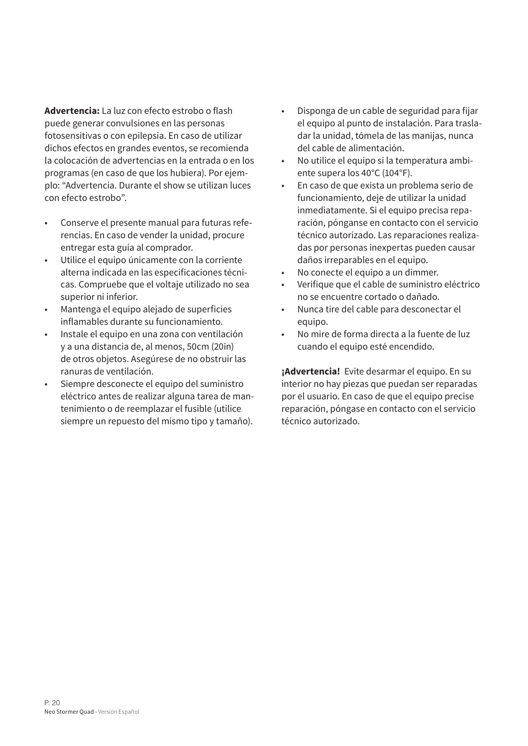**Advertencia:** La luz con efecto estrobo o flash puede generar convulsiones en las personas fotosensitivas o con epilepsia. En caso de utilizar dichos efectos en grandes eventos, se recomienda la colocación de advertencias en la entrada o en los programas (en caso de que los hubiera). Por ejemplo: “Advertencia. Durante el show se utilizan luces con efecto estrobo”.

- Conserve el presente manual para futuras referencias. En caso de vender la unidad, procure entregar esta guía al comprador.
- Utilice el equipo únicamente con la corriente alterna indicada en las especificaciones técnicas. Compruebe que el voltaje utilizado no sea superior ni inferior.
- Mantenga el equipo alejado de superficies inflamables durante su funcionamiento.
- Instale el equipo en una zona con ventilación y a una distancia de, al menos, 50cm (20in) de otros objetos. Asegúrese de no obstruir las ranuras de ventilación.
- Siempre desconecte el equipo del suministro eléctrico antes de realizar alguna tarea de mantenimiento o de reemplazar el fusible (utilice siempre un repuesto del mismo tipo y tamaño).
- Disponga de un cable de seguridad para fijar el equipo al punto de instalación. Para trasladar la unidad, tómela de las manijas, nunca del cable de alimentación.
- No utilice el equipo si la temperatura ambiente supera los 40°C (104°F).
- En caso de que exista un problema serio de funcionamiento, deje de utilizar la unidad inmediatamente. Si el equipo precisa reparación, pónganse en contacto con el servicio técnico autorizado. Las reparaciones realizadas por personas inexpertas pueden causar daños irreparables en el equipo.
- No conecte el equipo a un dimmer.
- Verifique que el cable de suministro eléctrico no se encuentre cortado o dañado.
- Nunca tire del cable para desconectar el equipo.
- No mire de forma directa a la fuente de luz cuando el equipo esté encendido.

**¡Advertencia!** Evite desarmar el equipo. En su interior no hay piezas que puedan ser reparadas por el usuario. En caso de que el equipo precise reparación, póngase en contacto con el servicio técnico autorizado.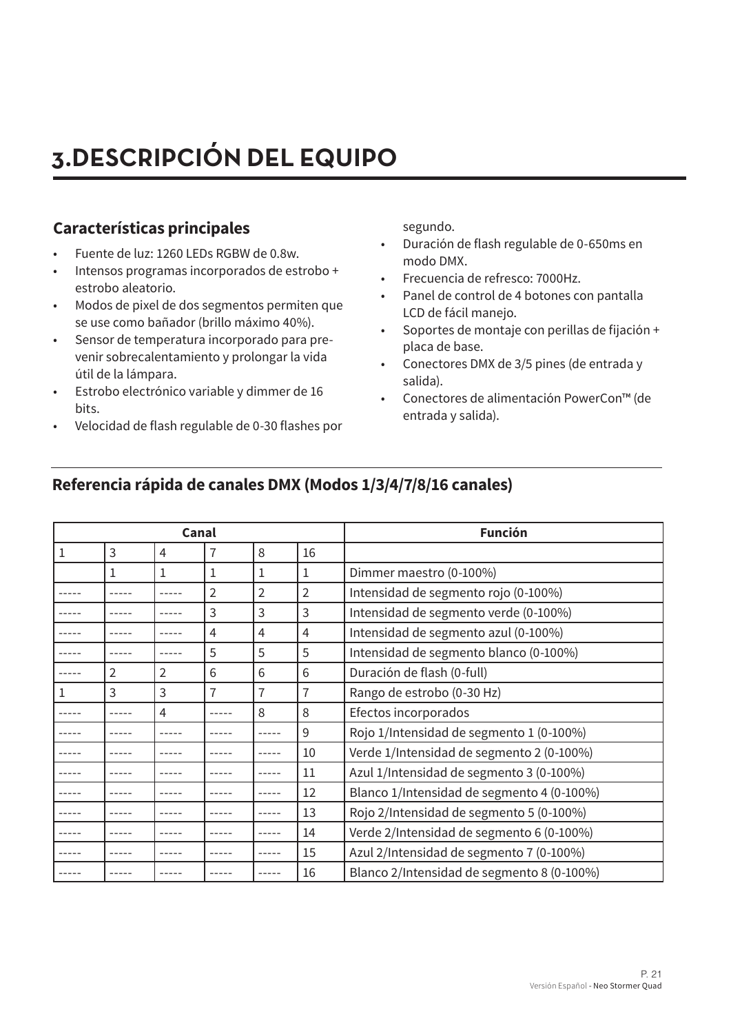# 3.DESCRIPCIÓN DEL EQUIPO

## Características principales

- Fuente de luz: 1260 LEDs RGBW de 0.8w.
- Intensos programas incorporados de estrobo + estrobo aleatorio.
- Modos de pixel de dos segmentos permiten que se use como bañador (brillo máximo 40%).
- Sensor de temperatura incorporado para prevenir sobrecalentamiento y prolongar la vida útil de la lámpara.
- Estrobo electrónico variable y dimmer de 16 bits.
- Velocidad de flash regulable de 0-30 flashes por segundo.
- Duración de flash regulable de 0-650ms en modo DMX.
- Frecuencia de refresco: 7000Hz.
- Panel de control de 4 botones con pantalla LCD de fácil manejo.
- Soportes de montaje con perillas de fijación + placa de base.
- Conectores DMX de 3/5 pines (de entrada y salida).
- Conectores de alimentación PowerCon™ (de entrada y salida).

## Referencia rápida de canales DMX (Modos 1/3/4/7/8/16 canales)

| Canal | | | | | | Función |
|---|---|---|---|---|---|---|
| 1 | 3 | 4 | 7 | 8 | 16 | |
| | 1 | 1 | 1 | 1 | 1 | Dimmer maestro (0-100%) |
| ----- | ----- | ----- | 2 | 2 | 2 | Intensidad de segmento rojo (0-100%) |
| ----- | ----- | ----- | 3 | 3 | 3 | Intensidad de segmento verde (0-100%) |
| ----- | ----- | ----- | 4 | 4 | 4 | Intensidad de segmento azul (0-100%) |
| ----- | ----- | ----- | 5 | 5 | 5 | Intensidad de segmento blanco (0-100%) |
| ----- | 2 | 2 | 6 | 6 | 6 | Duración de flash (0-full) |
| 1 | 3 | 3 | 7 | 7 | 7 | Rango de estrobo (0-30 Hz) |
| ----- | ----- | 4 | ----- | 8 | 8 | Efectos incorporados |
| ----- | ----- | ----- | ----- | ----- | 9 | Rojo 1/Intensidad de segmento 1 (0-100%) |
| ----- | ----- | ----- | ----- | ----- | 10 | Verde 1/Intensidad de segmento 2 (0-100%) |
| ----- | ----- | ----- | ----- | ----- | 11 | Azul 1/Intensidad de segmento 3 (0-100%) |
| ----- | ----- | ----- | ----- | ----- | 12 | Blanco 1/Intensidad de segmento 4 (0-100%) |
| ----- | ----- | ----- | ----- | ----- | 13 | Rojo 2/Intensidad de segmento 5 (0-100%) |
| ----- | ----- | ----- | ----- | ----- | 14 | Verde 2/Intensidad de segmento 6 (0-100%) |
| ----- | ----- | ----- | ----- | ----- | 15 | Azul 2/Intensidad de segmento 7 (0-100%) |
| ----- | ----- | ----- | ----- | ----- | 16 | Blanco 2/Intensidad de segmento 8 (0-100%) |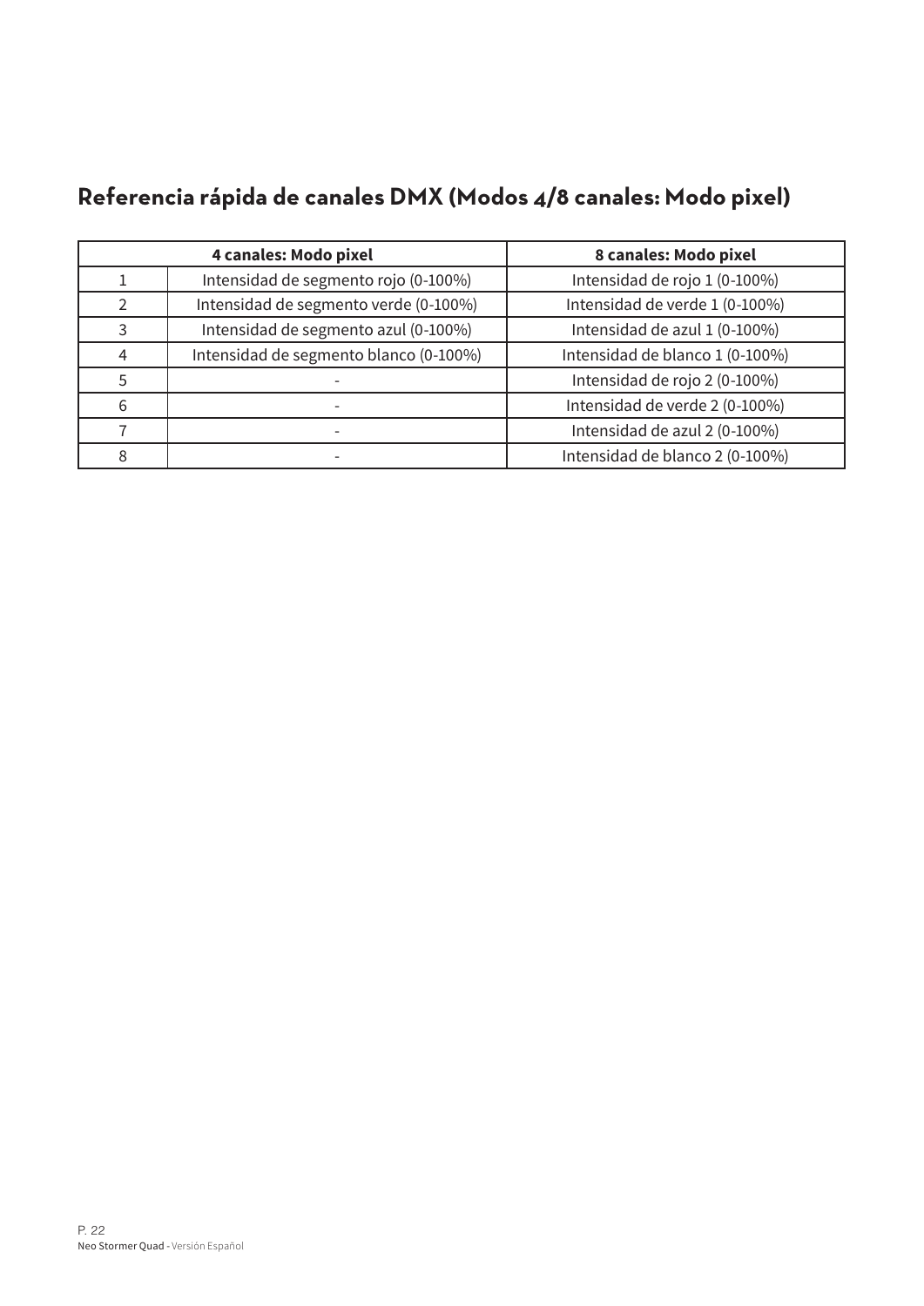## Referencia rápida de canales DMX (Modos 4/8 canales: Modo pixel)

| 4 canales: Modo pixel | | 8 canales: Modo pixel |
|---|---|---|
| 1 | Intensidad de segmento rojo (0-100%) | Intensidad de rojo 1 (0-100%) |
| 2 | Intensidad de segmento verde (0-100%) | Intensidad de verde 1 (0-100%) |
| 3 | Intensidad de segmento azul (0-100%) | Intensidad de azul 1 (0-100%) |
| 4 | Intensidad de segmento blanco (0-100%) | Intensidad de blanco 1 (0-100%) |
| 5 | - | Intensidad de rojo 2 (0-100%) |
| 6 | - | Intensidad de verde 2 (0-100%) |
| 7 | - | Intensidad de azul 2 (0-100%) |
| 8 | - | Intensidad de blanco 2 (0-100%) |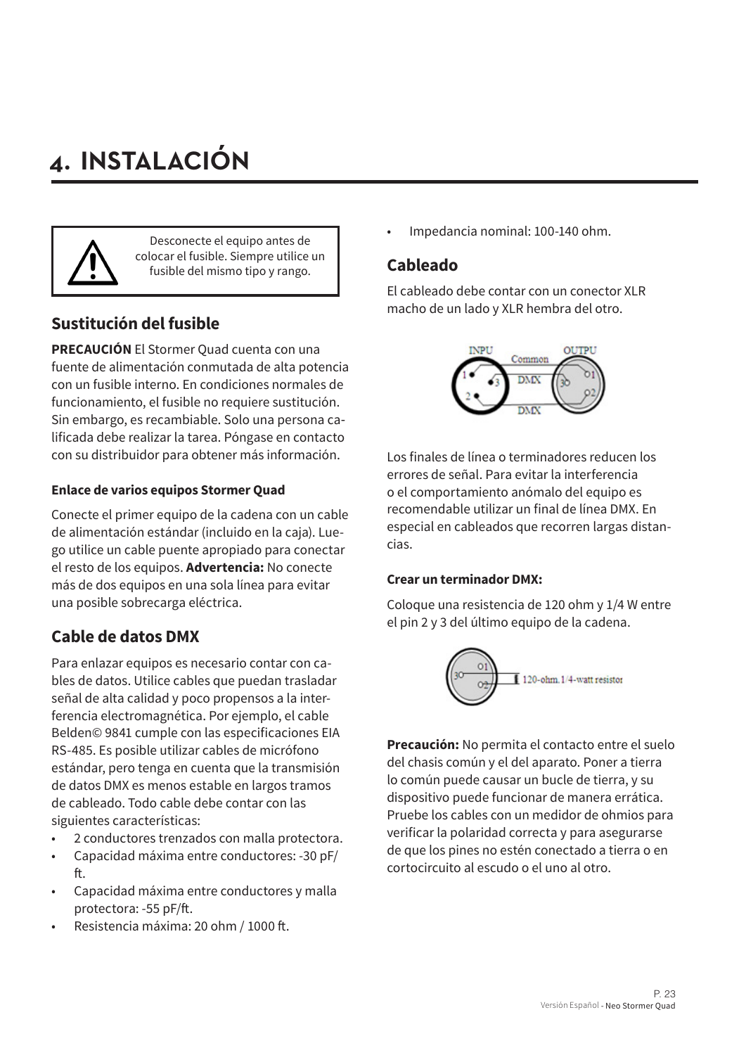# 4. INSTALACIÓN

Desconecte el equipo antes de colocar el fusible. Siempre utilice un fusible del mismo tipo y rango.

## Sustitución del fusible

**PRECAUCIÓN** El Stormer Quad cuenta con una fuente de alimentación conmutada de alta potencia con un fusible interno. En condiciones normales de funcionamiento, el fusible no requiere sustitución. Sin embargo, es recambiable. Solo una persona calificada debe realizar la tarea. Póngase en contacto con su distribuidor para obtener más información.

### Enlace de varios equipos Stormer Quad

Conecte el primer equipo de la cadena con un cable de alimentación estándar (incluido en la caja). Luego utilice un cable puente apropiado para conectar el resto de los equipos. **Advertencia:** No conecte más de dos equipos en una sola línea para evitar una posible sobrecarga eléctrica.

## Cable de datos DMX

Para enlazar equipos es necesario contar con cables de datos. Utilice cables que puedan trasladar señal de alta calidad y poco propensos a la interferencia electromagnética. Por ejemplo, el cable Belden© 9841 cumple con las especificaciones EIA RS-485. Es posible utilizar cables de micrófono estándar, pero tenga en cuenta que la transmisión de datos DMX es menos estable en largos tramos de cableado. Todo cable debe contar con las siguientes características:

- 2 conductores trenzados con malla protectora.
- Capacidad máxima entre conductores: -30 pF/ft.
- Capacidad máxima entre conductores y malla protectora: -55 pF/ft.
- Resistencia máxima: 20 ohm / 1000 ft.
- Impedancia nominal: 100-140 ohm.

## Cableado

El cableado debe contar con un conector XLR macho de un lado y XLR hembra del otro.

Los finales de línea o terminadores reducen los errores de señal. Para evitar la interferencia o el comportamiento anómalo del equipo es recomendable utilizar un final de línea DMX. En especial en cableados que recorren largas distancias.

### Crear un terminador DMX:

Coloque una resistencia de 120 ohm y 1/4 W entre el pin 2 y 3 del último equipo de la cadena.

**Precaución:** No permita el contacto entre el suelo del chasis común y el del aparato. Poner a tierra lo común puede causar un bucle de tierra, y su dispositivo puede funcionar de manera errática. Pruebe los cables con un medidor de ohmios para verificar la polaridad correcta y para asegurarse de que los pines no estén conectado a tierra o en cortocircuito al escudo o el uno al otro.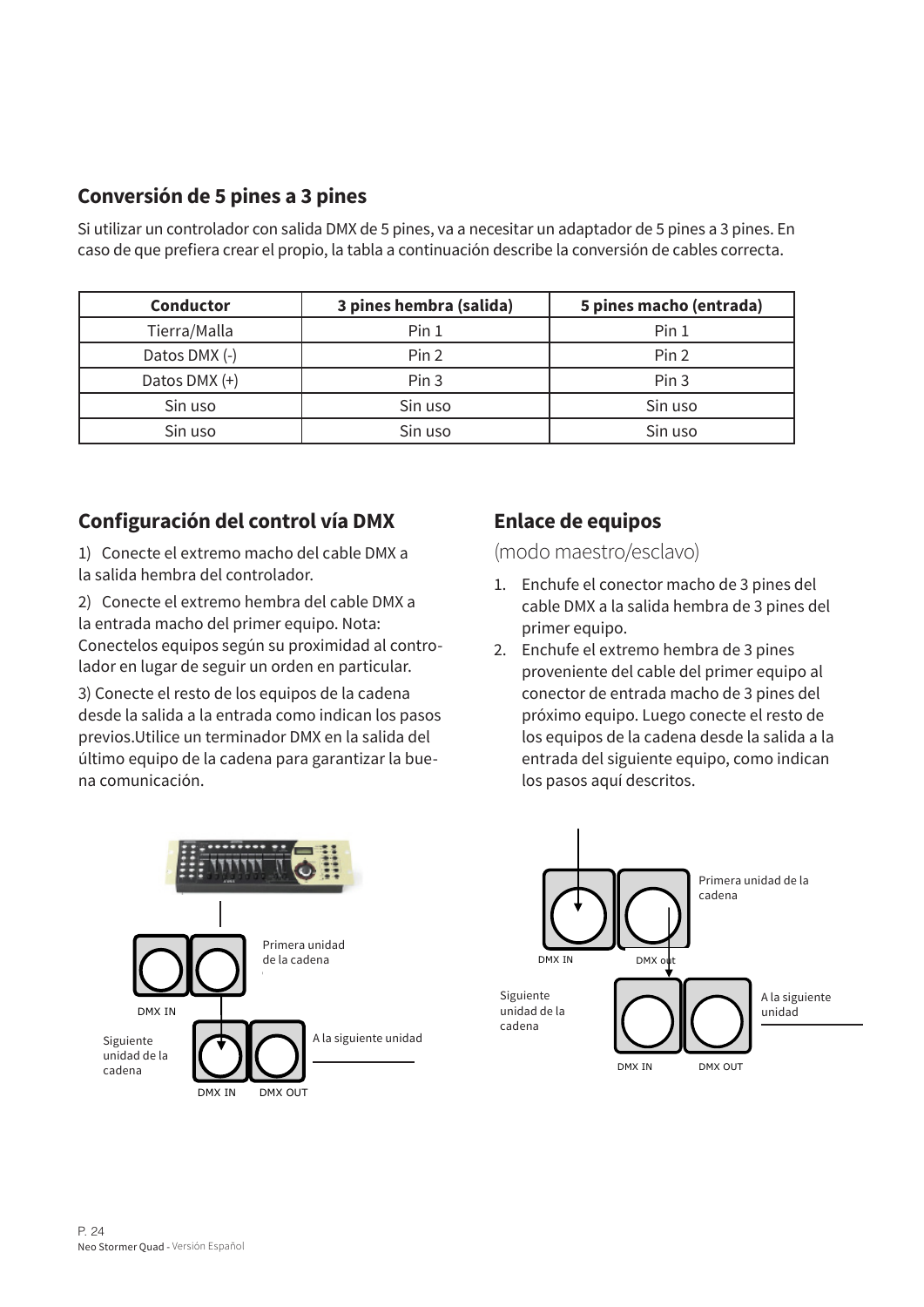## Conversión de 5 pines a 3 pines

Si utilizar un controlador con salida DMX de 5 pines, va a necesitar un adaptador de 5 pines a 3 pines. En caso de que prefiera crear el propio, la tabla a continuación describe la conversión de cables correcta.

| Conductor | 3 pines hembra (salida) | 5 pines macho (entrada) |
| --- | --- | --- |
| Tierra/Malla | Pin 1 | Pin 1 |
| Datos DMX (-) | Pin 2 | Pin 2 |
| Datos DMX (+) | Pin 3 | Pin 3 |
| Sin uso | Sin uso | Sin uso |
| Sin uso | Sin uso | Sin uso |

## Configuración del control vía DMX

1) Conecte el extremo macho del cable DMX a la salida hembra del controlador.

2) Conecte el extremo hembra del cable DMX a la entrada macho del primer equipo. Nota: Conectelos equipos según su proximidad al controlador en lugar de seguir un orden en particular.

3) Conecte el resto de los equipos de la cadena desde la salida a la entrada como indican los pasos previos.Utilice un terminador DMX en la salida del último equipo de la cadena para garantizar la buena comunicación.

Primera unidad de la cadena

DMX IN

Siguiente unidad de la cadena

DMX IN DMX OUT

A la siguiente unidad

## Enlace de equipos

(modo maestro/esclavo)

1. Enchufe el conector macho de 3 pines del cable DMX a la salida hembra de 3 pines del primer equipo.
2. Enchufe el extremo hembra de 3 pines proveniente del cable del primer equipo al conector de entrada macho de 3 pines del próximo equipo. Luego conecte el resto de los equipos de la cadena desde la salida a la entrada del siguiente equipo, como indican los pasos aquí descritos.

Primera unidad de la cadena

DMX IN DMX out

Siguiente unidad de la cadena

A la siguiente unidad

DMX IN DMX OUT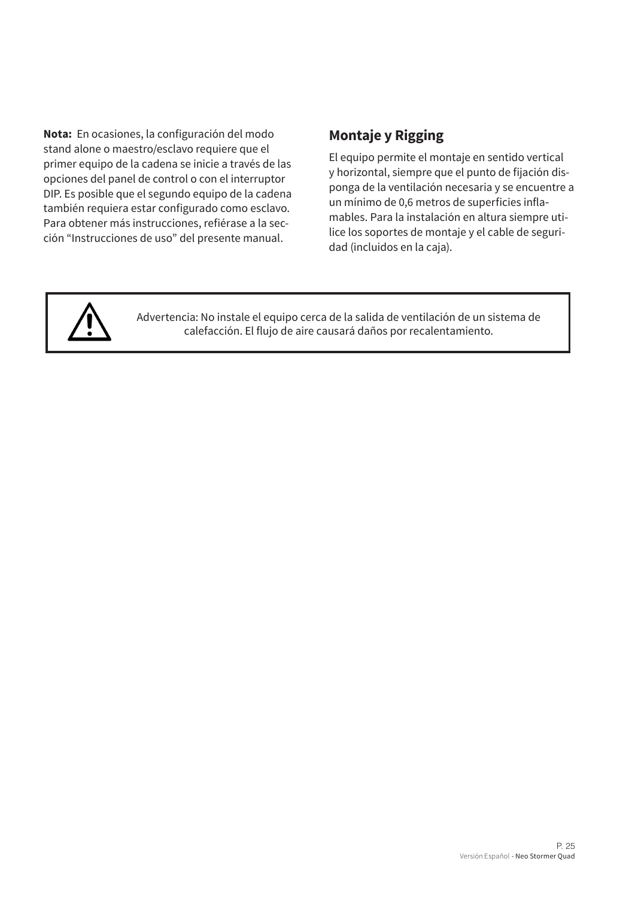**Nota:** En ocasiones, la configuración del modo stand alone o maestro/esclavo requiere que el primer equipo de la cadena se inicie a través de las opciones del panel de control o con el interruptor DIP. Es posible que el segundo equipo de la cadena también requiera estar configurado como esclavo. Para obtener más instrucciones, refiérase a la sección "Instrucciones de uso" del presente manual.

## Montaje y Rigging

El equipo permite el montaje en sentido vertical y horizontal, siempre que el punto de fijación disponga de la ventilación necesaria y se encuentre a un mínimo de 0,6 metros de superficies inflamables. Para la instalación en altura siempre utilice los soportes de montaje y el cable de seguridad (incluidos en la caja).

> ⚠ Advertencia: No instale el equipo cerca de la salida de ventilación de un sistema de calefacción. El flujo de aire causará daños por recalentamiento.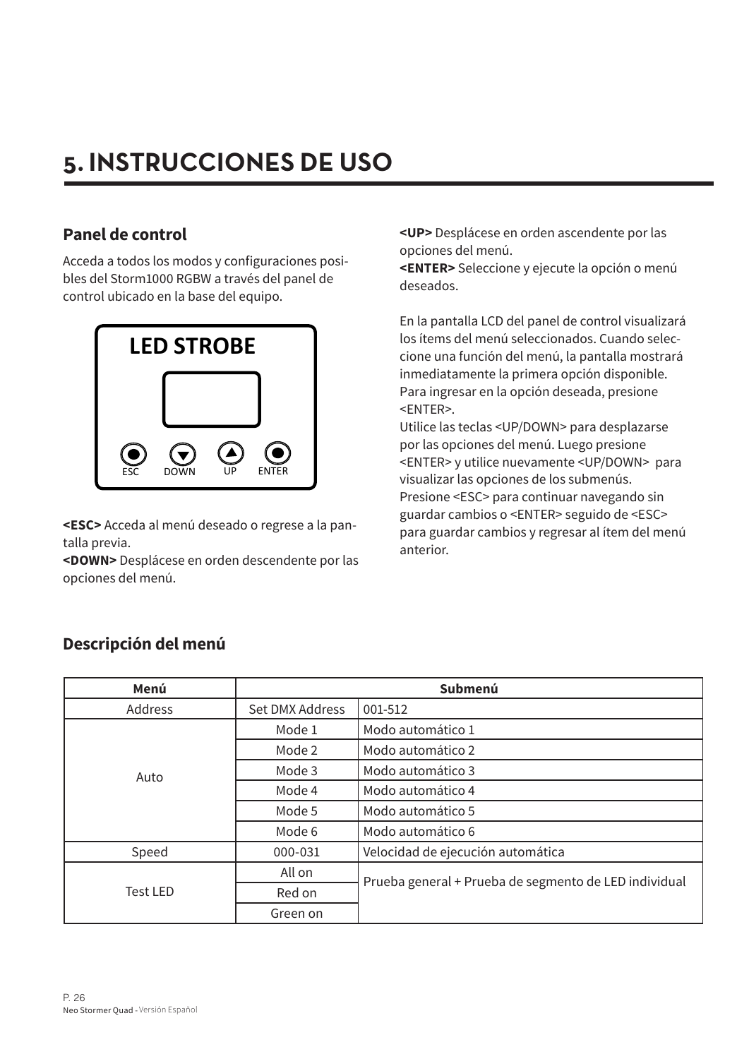# 5. INSTRUCCIONES DE USO

## Panel de control

Acceda a todos los modos y configuraciones posibles del Storm1000 RGBW a través del panel de control ubicado en la base del equipo.

LED STROBE

ESC DOWN UP ENTER

**<ESC>** Acceda al menú deseado o regrese a la pantalla previa.
**<DOWN>** Desplácese en orden descendente por las opciones del menú.
**<UP>** Desplácese en orden ascendente por las opciones del menú.
**<ENTER>** Seleccione y ejecute la opción o menú deseados.

En la pantalla LCD del panel de control visualizará los ítems del menú seleccionados. Cuando seleccione una función del menú, la pantalla mostrará inmediatamente la primera opción disponible. Para ingresar en la opción deseada, presione <ENTER>.
Utilice las teclas <UP/DOWN> para desplazarse por las opciones del menú. Luego presione <ENTER> y utilice nuevamente <UP/DOWN> para visualizar las opciones de los submenús.
Presione <ESC> para continuar navegando sin guardar cambios o <ENTER> seguido de <ESC> para guardar cambios y regresar al ítem del menú anterior.

## Descripción del menú

| Menú | Submenú | |
|---|---|---|
| Address | Set DMX Address | 001-512 |
| Auto | Mode 1 | Modo automático 1 |
| | Mode 2 | Modo automático 2 |
| | Mode 3 | Modo automático 3 |
| | Mode 4 | Modo automático 4 |
| | Mode 5 | Modo automático 5 |
| | Mode 6 | Modo automático 6 |
| Speed | 000-031 | Velocidad de ejecución automática |
| Test LED | All on | Prueba general + Prueba de segmento de LED individual |
| | Red on | |
| | Green on | |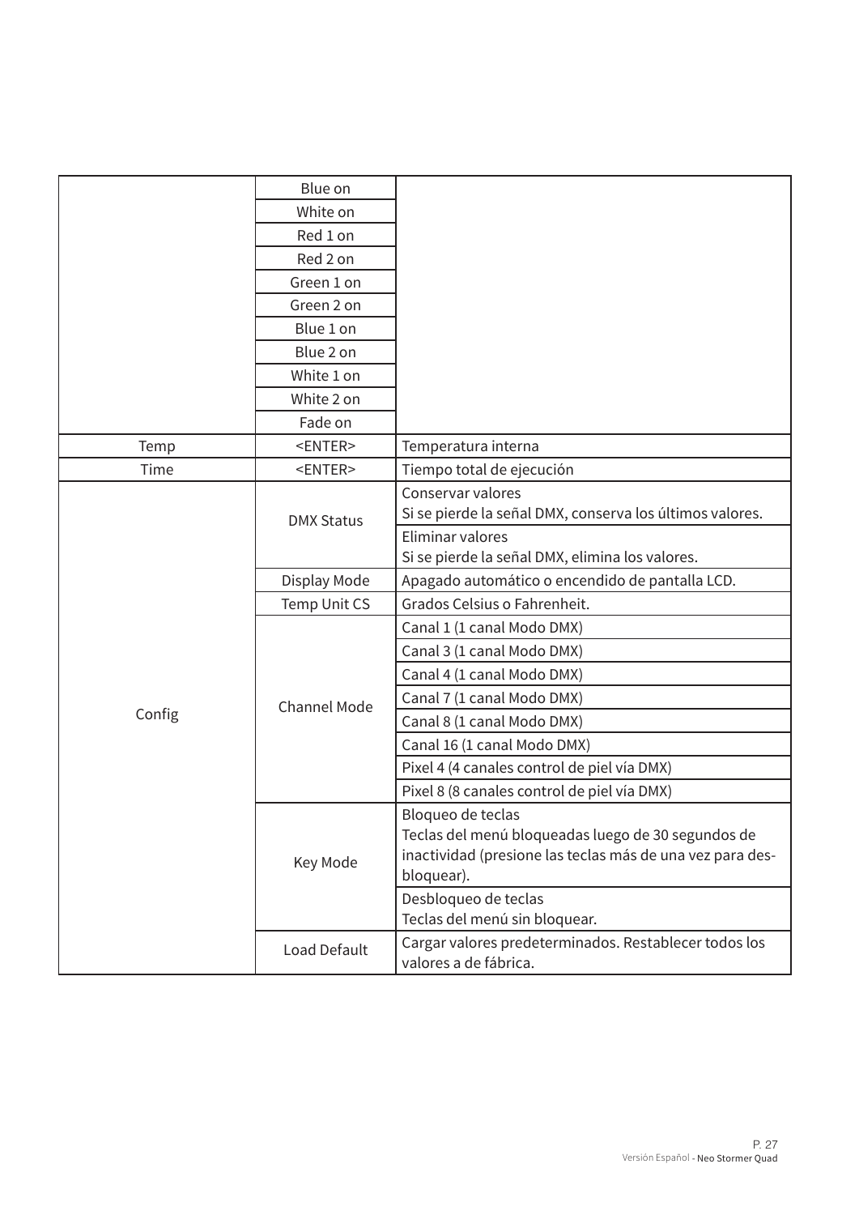| | | |
|---|---|---|
| | Blue on | |
| | White on | |
| | Red 1 on | |
| | Red 2 on | |
| | Green 1 on | |
| | Green 2 on | |
| | Blue 1 on | |
| | Blue 2 on | |
| | White 1 on | |
| | White 2 on | |
| | Fade on | |
| Temp | <ENTER> | Temperatura interna |
| Time | <ENTER> | Tiempo total de ejecución |
| Config | DMX Status | Conservar valores<br>Si se pierde la señal DMX, conserva los últimos valores. |
| | | Eliminar valores<br>Si se pierde la señal DMX, elimina los valores. |
| | Display Mode | Apagado automático o encendido de pantalla LCD. |
| | Temp Unit CS | Grados Celsius o Fahrenheit. |
| | Channel Mode | Canal 1 (1 canal Modo DMX) |
| | | Canal 3 (1 canal Modo DMX) |
| | | Canal 4 (1 canal Modo DMX) |
| | | Canal 7 (1 canal Modo DMX) |
| | | Canal 8 (1 canal Modo DMX) |
| | | Canal 16 (1 canal Modo DMX) |
| | | Pixel 4 (4 canales control de piel vía DMX) |
| | | Pixel 8 (8 canales control de piel vía DMX) |
| | Key Mode | Bloqueo de teclas<br>Teclas del menú bloqueadas luego de 30 segundos de inactividad (presione las teclas más de una vez para des-bloquear). |
| | | Desbloqueo de teclas<br>Teclas del menú sin bloquear. |
| | Load Default | Cargar valores predeterminados. Restablecer todos los valores a de fábrica. |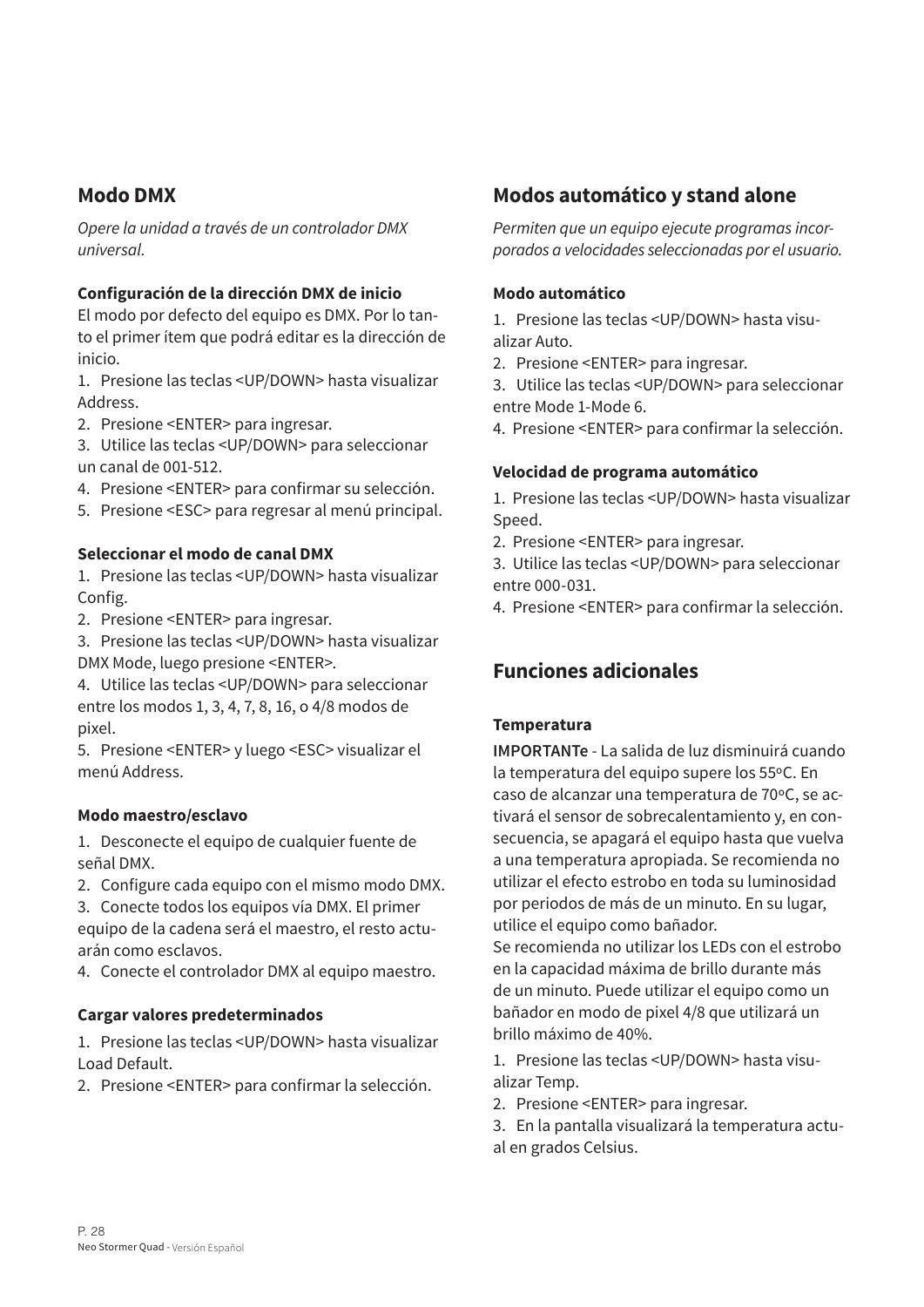## Modo DMX

*Opere la unidad a través de un controlador DMX universal.*

**Configuración de la dirección DMX de inicio**

El modo por defecto del equipo es DMX. Por lo tanto el primer ítem que podrá editar es la dirección de inicio.

1. Presione las teclas <UP/DOWN> hasta visualizar Address.
2. Presione <ENTER> para ingresar.
3. Utilice las teclas <UP/DOWN> para seleccionar un canal de 001-512.
4. Presione <ENTER> para confirmar su selección.
5. Presione <ESC> para regresar al menú principal.

**Seleccionar el modo de canal DMX**

1. Presione las teclas <UP/DOWN> hasta visualizar Config.
2. Presione <ENTER> para ingresar.
3. Presione las teclas <UP/DOWN> hasta visualizar DMX Mode, luego presione <ENTER>.
4. Utilice las teclas <UP/DOWN> para seleccionar entre los modos 1, 3, 4, 7, 8, 16, o 4/8 modos de pixel.
5. Presione <ENTER> y luego <ESC> visualizar el menú Address.

**Modo maestro/esclavo**

1. Desconecte el equipo de cualquier fuente de señal DMX.
2. Configure cada equipo con el mismo modo DMX.
3. Conecte todos los equipos vía DMX. El primer equipo de la cadena será el maestro, el resto actuarán como esclavos.
4. Conecte el controlador DMX al equipo maestro.

**Cargar valores predeterminados**

1. Presione las teclas <UP/DOWN> hasta visualizar Load Default.
2. Presione <ENTER> para confirmar la selección.

## Modos automático y stand alone

*Permiten que un equipo ejecute programas incorporados a velocidades seleccionadas por el usuario.*

**Modo automático**

1. Presione las teclas <UP/DOWN> hasta visualizar Auto.
2. Presione <ENTER> para ingresar.
3. Utilice las teclas <UP/DOWN> para seleccionar entre Mode 1-Mode 6.
4. Presione <ENTER> para confirmar la selección.

**Velocidad de programa automático**

1. Presione las teclas <UP/DOWN> hasta visualizar Speed.
2. Presione <ENTER> para ingresar.
3. Utilice las teclas <UP/DOWN> para seleccionar entre 000-031.
4. Presione <ENTER> para confirmar la selección.

## Funciones adicionales

**Temperatura**

**IMPORTANTe** - La salida de luz disminuirá cuando la temperatura del equipo supere los 55ºC. En caso de alcanzar una temperatura de 70ºC, se activará el sensor de sobrecalentamiento y, en consecuencia, se apagará el equipo hasta que vuelva a una temperatura apropiada. Se recomienda no utilizar el efecto estrobo en toda su luminosidad por periodos de más de un minuto. En su lugar, utilice el equipo como bañador.
Se recomienda no utilizar los LEDs con el estrobo en la capacidad máxima de brillo durante más de un minuto. Puede utilizar el equipo como un bañador en modo de pixel 4/8 que utilizará un brillo máximo de 40%.

1. Presione las teclas <UP/DOWN> hasta visualizar Temp.
2. Presione <ENTER> para ingresar.
3. En la pantalla visualizará la temperatura actual en grados Celsius.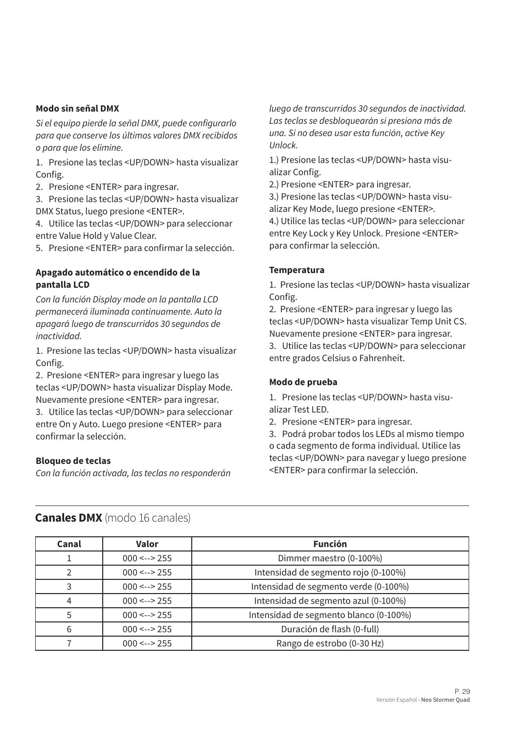**Modo sin señal DMX**

*Si el equipo pierde la señal DMX, puede configurarlo para que conserve los últimos valores DMX recibidos o para que los elimine.*

1. Presione las teclas <UP/DOWN> hasta visualizar Config.
2. Presione <ENTER> para ingresar.
3. Presione las teclas <UP/DOWN> hasta visualizar DMX Status, luego presione <ENTER>.
4. Utilice las teclas <UP/DOWN> para seleccionar entre Value Hold y Value Clear.
5. Presione <ENTER> para confirmar la selección.

**Apagado automático o encendido de la pantalla LCD**

*Con la función Display mode on la pantalla LCD permanecerá iluminada continuamente. Auto la apagará luego de transcurridos 30 segundos de inactividad.*

1. Presione las teclas <UP/DOWN> hasta visualizar Config.
2. Presione <ENTER> para ingresar y luego las teclas <UP/DOWN> hasta visualizar Display Mode. Nuevamente presione <ENTER> para ingresar.
3. Utilice las teclas <UP/DOWN> para seleccionar entre On y Auto. Luego presione <ENTER> para confirmar la selección.

**Bloqueo de teclas**

*Con la función activada, las teclas no responderán luego de transcurridos 30 segundos de inactividad. Las teclas se desbloquearán si presiona más de una. Si no desea usar esta función, active Key Unlock.*

1.) Presione las teclas <UP/DOWN> hasta visualizar Config.
2.) Presione <ENTER> para ingresar.
3.) Presione las teclas <UP/DOWN> hasta visualizar Key Mode, luego presione <ENTER>.
4.) Utilice las teclas <UP/DOWN> para seleccionar entre Key Lock y Key Unlock. Presione <ENTER> para confirmar la selección.

**Temperatura**

1. Presione las teclas <UP/DOWN> hasta visualizar Config.
2. Presione <ENTER> para ingresar y luego las teclas <UP/DOWN> hasta visualizar Temp Unit CS. Nuevamente presione <ENTER> para ingresar.
3. Utilice las teclas <UP/DOWN> para seleccionar entre grados Celsius o Fahrenheit.

**Modo de prueba**

1. Presione las teclas <UP/DOWN> hasta visualizar Test LED.
2. Presione <ENTER> para ingresar.
3. Podrá probar todos los LEDs al mismo tiempo o cada segmento de forma individual. Utilice las teclas <UP/DOWN> para navegar y luego presione <ENTER> para confirmar la selección.

## **Canales DMX** (modo 16 canales)

| Canal | Valor | Función |
|---|---|---|
| 1 | 000 <--> 255 | Dimmer maestro (0-100%) |
| 2 | 000 <--> 255 | Intensidad de segmento rojo (0-100%) |
| 3 | 000 <--> 255 | Intensidad de segmento verde (0-100%) |
| 4 | 000 <--> 255 | Intensidad de segmento azul (0-100%) |
| 5 | 000 <--> 255 | Intensidad de segmento blanco (0-100%) |
| 6 | 000 <--> 255 | Duración de flash (0-full) |
| 7 | 000 <--> 255 | Rango de estrobo (0-30 Hz) |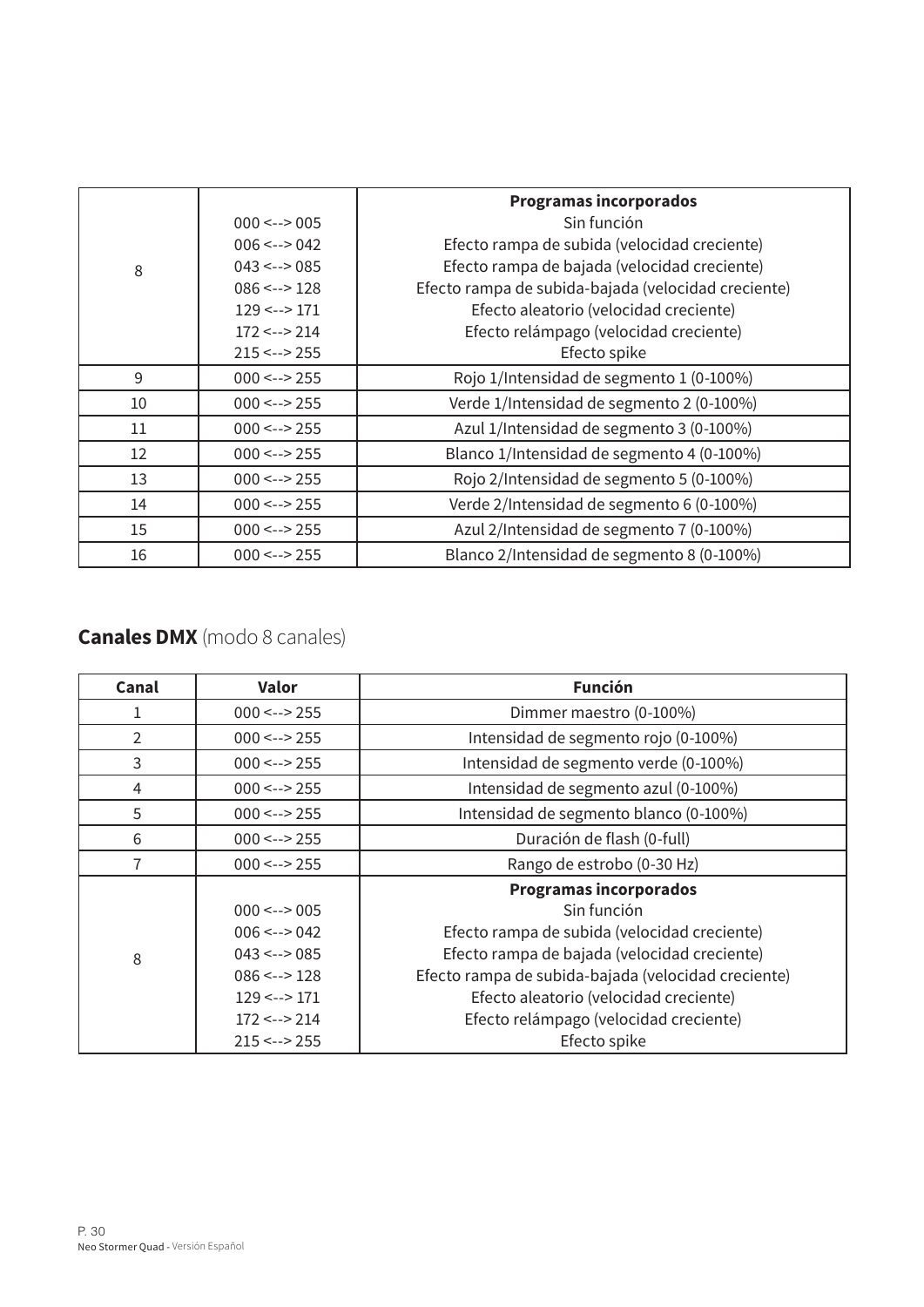| | | |
|---|---|---|
| 8 | 000 <--> 005<br>006 <--> 042<br>043 <--> 085<br>086 <--> 128<br>129 <--> 171<br>172 <--> 214<br>215 <--> 255 | **Programas incorporados**<br>Sin función<br>Efecto rampa de subida (velocidad creciente)<br>Efecto rampa de bajada (velocidad creciente)<br>Efecto rampa de subida-bajada (velocidad creciente)<br>Efecto aleatorio (velocidad creciente)<br>Efecto relámpago (velocidad creciente)<br>Efecto spike |
| 9 | 000 <--> 255 | Rojo 1/Intensidad de segmento 1 (0-100%) |
| 10 | 000 <--> 255 | Verde 1/Intensidad de segmento 2 (0-100%) |
| 11 | 000 <--> 255 | Azul 1/Intensidad de segmento 3 (0-100%) |
| 12 | 000 <--> 255 | Blanco 1/Intensidad de segmento 4 (0-100%) |
| 13 | 000 <--> 255 | Rojo 2/Intensidad de segmento 5 (0-100%) |
| 14 | 000 <--> 255 | Verde 2/Intensidad de segmento 6 (0-100%) |
| 15 | 000 <--> 255 | Azul 2/Intensidad de segmento 7 (0-100%) |
| 16 | 000 <--> 255 | Blanco 2/Intensidad de segmento 8 (0-100%) |

## **Canales DMX** (modo 8 canales)

| Canal | Valor | Función |
|---|---|---|
| 1 | 000 <--> 255 | Dimmer maestro (0-100%) |
| 2 | 000 <--> 255 | Intensidad de segmento rojo (0-100%) |
| 3 | 000 <--> 255 | Intensidad de segmento verde (0-100%) |
| 4 | 000 <--> 255 | Intensidad de segmento azul (0-100%) |
| 5 | 000 <--> 255 | Intensidad de segmento blanco (0-100%) |
| 6 | 000 <--> 255 | Duración de flash (0-full) |
| 7 | 000 <--> 255 | Rango de estrobo (0-30 Hz) |
| 8 | 000 <--> 005<br>006 <--> 042<br>043 <--> 085<br>086 <--> 128<br>129 <--> 171<br>172 <--> 214<br>215 <--> 255 | **Programas incorporados**<br>Sin función<br>Efecto rampa de subida (velocidad creciente)<br>Efecto rampa de bajada (velocidad creciente)<br>Efecto rampa de subida-bajada (velocidad creciente)<br>Efecto aleatorio (velocidad creciente)<br>Efecto relámpago (velocidad creciente)<br>Efecto spike |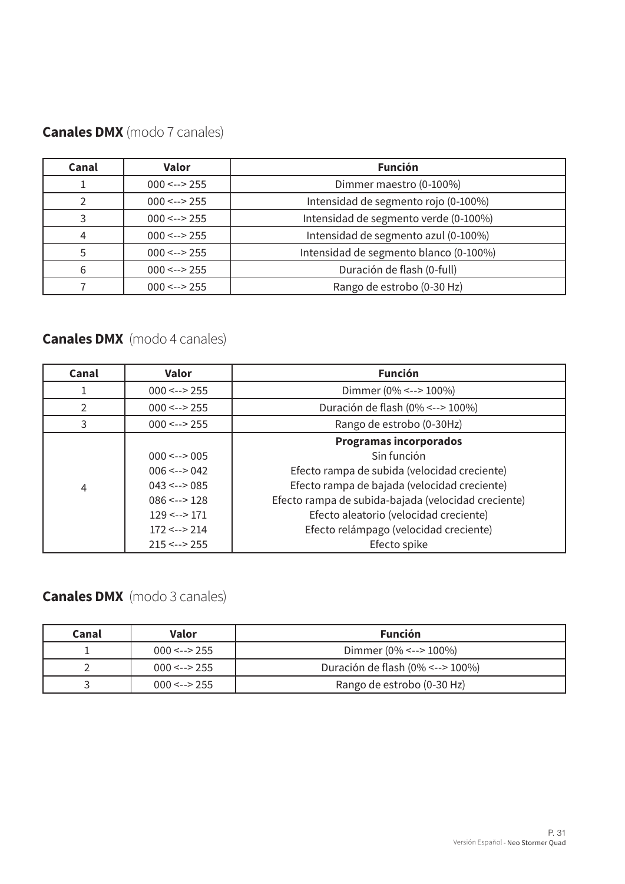## **Canales DMX** (modo 7 canales)

| Canal | Valor | Función |
|---|---|---|
| 1 | 000 <--> 255 | Dimmer maestro (0-100%) |
| 2 | 000 <--> 255 | Intensidad de segmento rojo (0-100%) |
| 3 | 000 <--> 255 | Intensidad de segmento verde (0-100%) |
| 4 | 000 <--> 255 | Intensidad de segmento azul (0-100%) |
| 5 | 000 <--> 255 | Intensidad de segmento blanco (0-100%) |
| 6 | 000 <--> 255 | Duración de flash (0-full) |
| 7 | 000 <--> 255 | Rango de estrobo (0-30 Hz) |

## **Canales DMX** (modo 4 canales)

| Canal | Valor | Función |
|---|---|---|
| 1 | 000 <--> 255 | Dimmer (0% <--> 100%) |
| 2 | 000 <--> 255 | Duración de flash (0% <--> 100%) |
| 3 | 000 <--> 255 | Rango de estrobo (0-30Hz) |
| 4 | | **Programas incorporados** |
| | 000 <--> 005 | Sin función |
| | 006 <--> 042 | Efecto rampa de subida (velocidad creciente) |
| | 043 <--> 085 | Efecto rampa de bajada (velocidad creciente) |
| | 086 <--> 128 | Efecto rampa de subida-bajada (velocidad creciente) |
| | 129 <--> 171 | Efecto aleatorio (velocidad creciente) |
| | 172 <--> 214 | Efecto relámpago (velocidad creciente) |
| | 215 <--> 255 | Efecto spike |

## **Canales DMX** (modo 3 canales)

| Canal | Valor | Función |
|---|---|---|
| 1 | 000 <--> 255 | Dimmer (0% <--> 100%) |
| 2 | 000 <--> 255 | Duración de flash (0% <--> 100%) |
| 3 | 000 <--> 255 | Rango de estrobo (0-30 Hz) |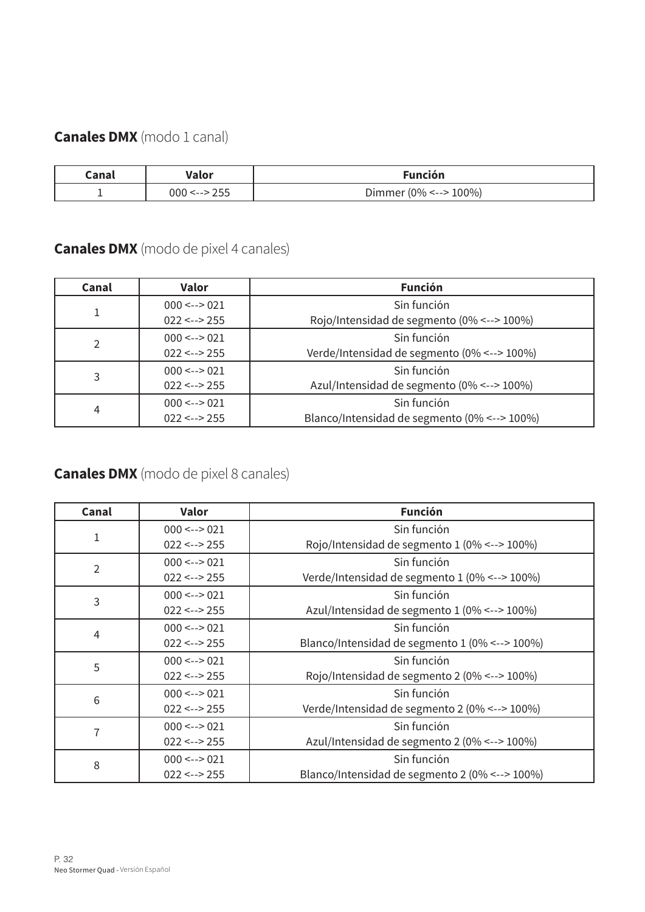## **Canales DMX** (modo 1 canal)

| Canal | Valor | Función |
|---|---|---|
| 1 | 000 <--> 255 | Dimmer (0% <--> 100%) |

## **Canales DMX** (modo de pixel 4 canales)

| Canal | Valor | Función |
|---|---|---|
| 1 | 000 <--> 021<br>022 <--> 255 | Sin función<br>Rojo/Intensidad de segmento (0% <--> 100%) |
| 2 | 000 <--> 021<br>022 <--> 255 | Sin función<br>Verde/Intensidad de segmento (0% <--> 100%) |
| 3 | 000 <--> 021<br>022 <--> 255 | Sin función<br>Azul/Intensidad de segmento (0% <--> 100%) |
| 4 | 000 <--> 021<br>022 <--> 255 | Sin función<br>Blanco/Intensidad de segmento (0% <--> 100%) |

## **Canales DMX** (modo de pixel 8 canales)

| Canal | Valor | Función |
|---|---|---|
| 1 | 000 <--> 021<br>022 <--> 255 | Sin función<br>Rojo/Intensidad de segmento 1 (0% <--> 100%) |
| 2 | 000 <--> 021<br>022 <--> 255 | Sin función<br>Verde/Intensidad de segmento 1 (0% <--> 100%) |
| 3 | 000 <--> 021<br>022 <--> 255 | Sin función<br>Azul/Intensidad de segmento 1 (0% <--> 100%) |
| 4 | 000 <--> 021<br>022 <--> 255 | Sin función<br>Blanco/Intensidad de segmento 1 (0% <--> 100%) |
| 5 | 000 <--> 021<br>022 <--> 255 | Sin función<br>Rojo/Intensidad de segmento 2 (0% <--> 100%) |
| 6 | 000 <--> 021<br>022 <--> 255 | Sin función<br>Verde/Intensidad de segmento 2 (0% <--> 100%) |
| 7 | 000 <--> 021<br>022 <--> 255 | Sin función<br>Azul/Intensidad de segmento 2 (0% <--> 100%) |
| 8 | 000 <--> 021<br>022 <--> 255 | Sin función<br>Blanco/Intensidad de segmento 2 (0% <--> 100%) |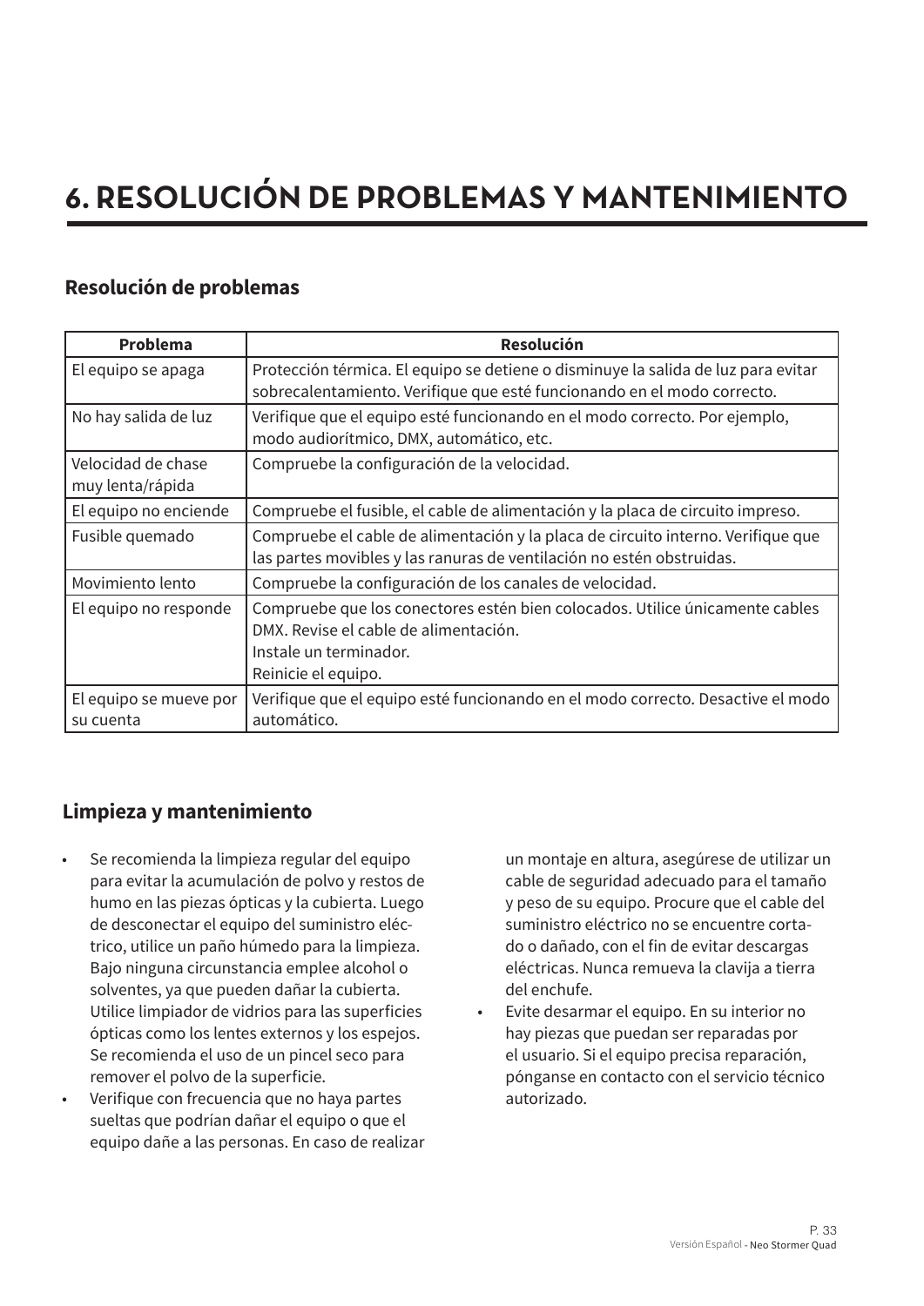# 6. RESOLUCIÓN DE PROBLEMAS Y MANTENIMIENTO

## Resolución de problemas

| Problema | Resolución |
| --- | --- |
| El equipo se apaga | Protección térmica. El equipo se detiene o disminuye la salida de luz para evitar sobrecalentamiento. Verifique que esté funcionando en el modo correcto. |
| No hay salida de luz | Verifique que el equipo esté funcionando en el modo correcto. Por ejemplo, modo audiorítmico, DMX, automático, etc. |
| Velocidad de chase muy lenta/rápida | Compruebe la configuración de la velocidad. |
| El equipo no enciende | Compruebe el fusible, el cable de alimentación y la placa de circuito impreso. |
| Fusible quemado | Compruebe el cable de alimentación y la placa de circuito interno. Verifique que las partes movibles y las ranuras de ventilación no estén obstruidas. |
| Movimiento lento | Compruebe la configuración de los canales de velocidad. |
| El equipo no responde | Compruebe que los conectores estén bien colocados. Utilice únicamente cables DMX. Revise el cable de alimentación.<br>Instale un terminador.<br>Reinicie el equipo. |
| El equipo se mueve por su cuenta | Verifique que el equipo esté funcionando en el modo correcto. Desactive el modo automático. |

## Limpieza y mantenimiento

- Se recomienda la limpieza regular del equipo para evitar la acumulación de polvo y restos de humo en las piezas ópticas y la cubierta. Luego de desconectar el equipo del suministro eléctrico, utilice un paño húmedo para la limpieza. Bajo ninguna circunstancia emplee alcohol o solventes, ya que pueden dañar la cubierta. Utilice limpiador de vidrios para las superficies ópticas como los lentes externos y los espejos. Se recomienda el uso de un pincel seco para remover el polvo de la superficie.
- Verifique con frecuencia que no haya partes sueltas que podrían dañar el equipo o que el equipo dañe a las personas. En caso de realizar un montaje en altura, asegúrese de utilizar un cable de seguridad adecuado para el tamaño y peso de su equipo. Procure que el cable del suministro eléctrico no se encuentre cortado o dañado, con el fin de evitar descargas eléctricas. Nunca remueva la clavija a tierra del enchufe.
- Evite desarmar el equipo. En su interior no hay piezas que puedan ser reparadas por el usuario. Si el equipo precisa reparación, pónganse en contacto con el servicio técnico autorizado.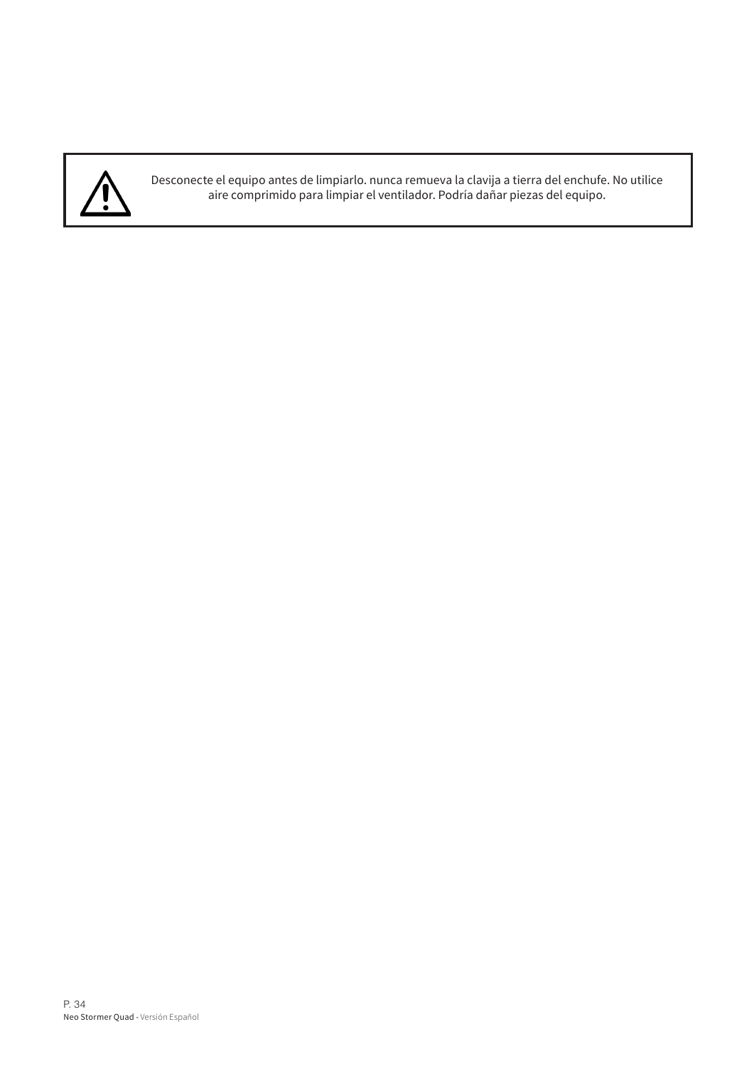⚠ Desconecte el equipo antes de limpiarlo. nunca remueva la clavija a tierra del enchufe. No utilice aire comprimido para limpiar el ventilador. Podría dañar piezas del equipo.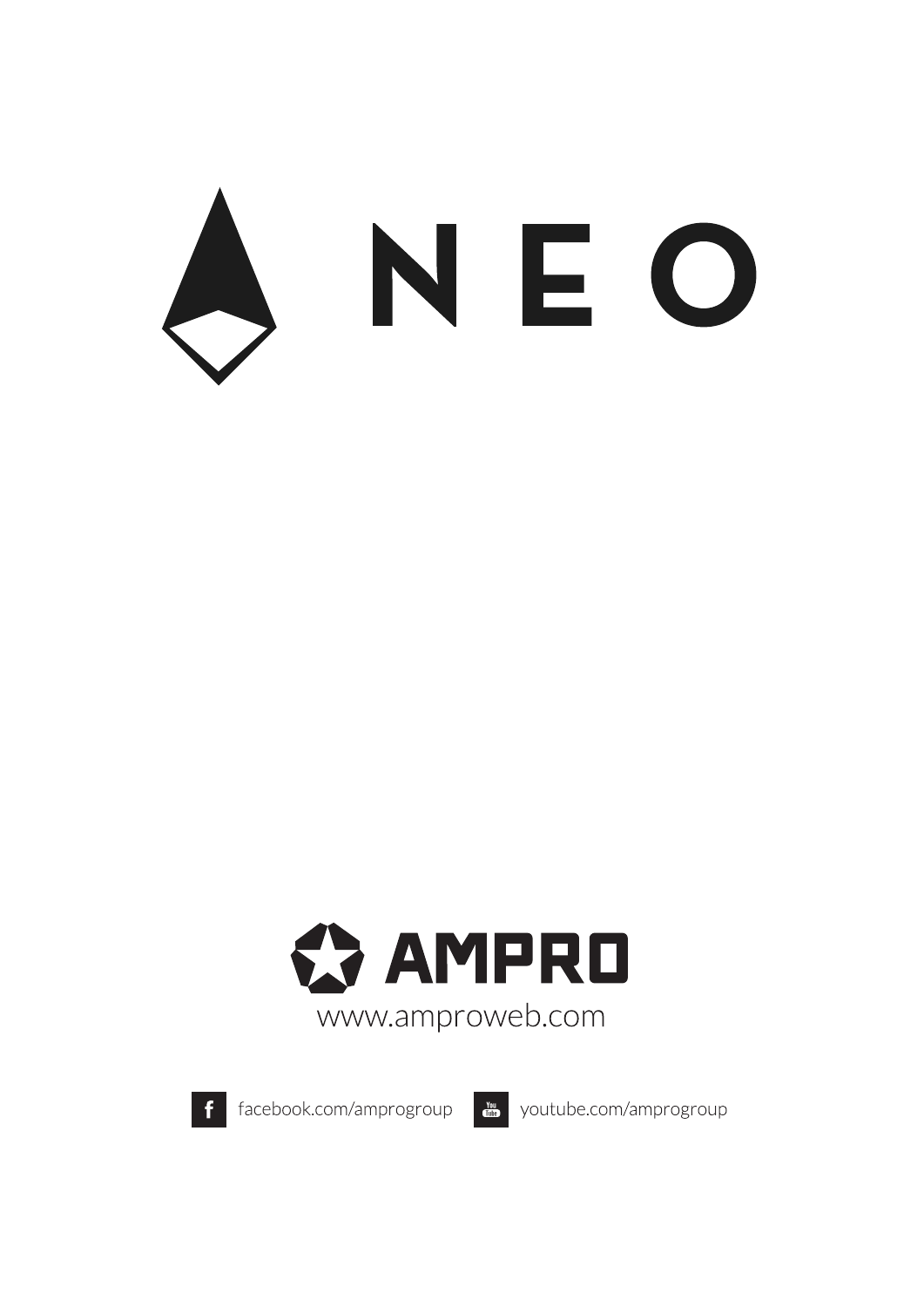# NEO

**AMPRO**

www.amproweb.com

facebook.com/amprogroup

youtube.com/amprogroup